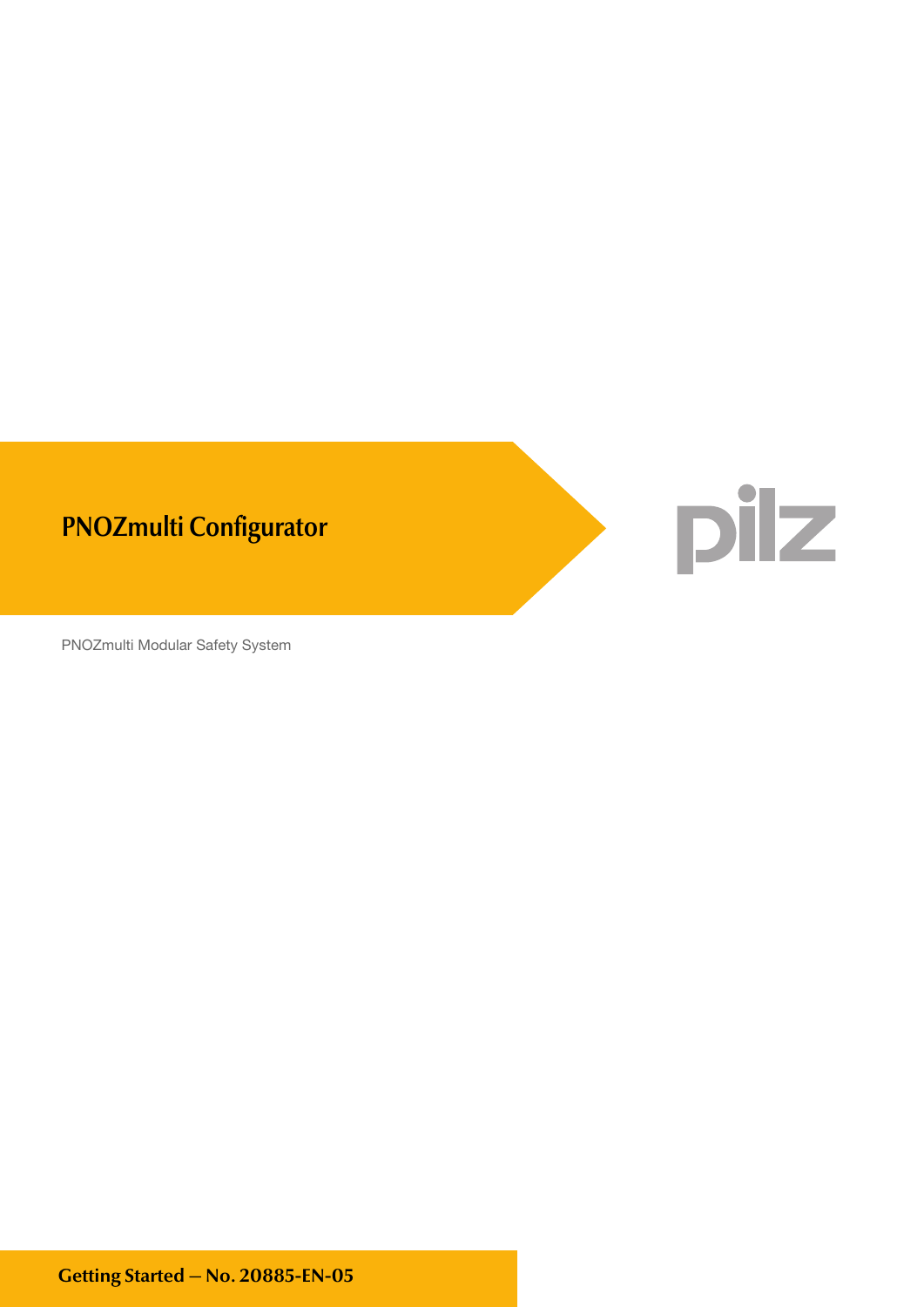# PNOZmulti Configurator

pilz

PNOZmulti Modular Safety System

**Getting Started – No. 20885-EN-05**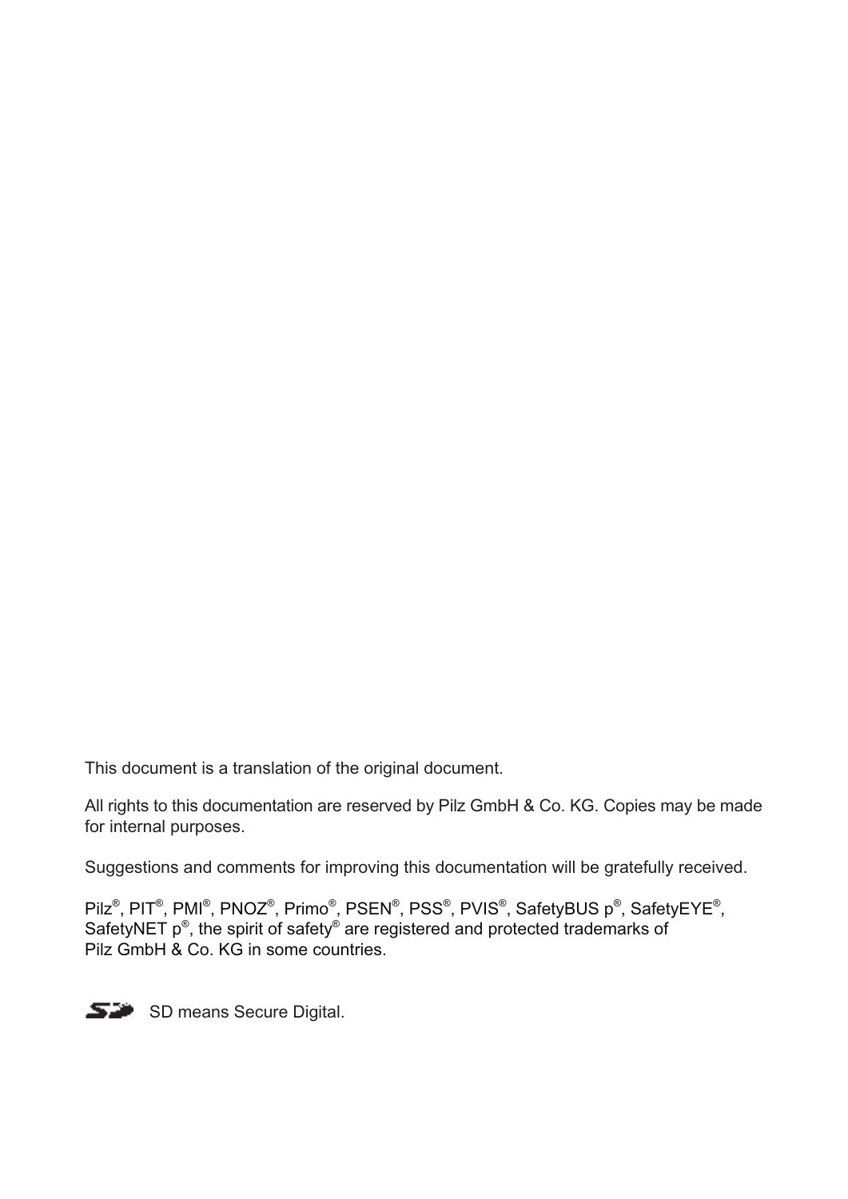This document is a translation of the original document.

All rights to this documentation are reserved by Pilz GmbH & Co. KG. Copies may be made for internal purposes.

Suggestions and comments for improving this documentation will be gratefully received.

Pilz®, PIT®, PMI®, PNOZ®, Primo®, PSEN®, PSS®, PVIS®, SafetyBUS p®, SafetyEYE®, SafetyNET p®, the spirit of safety® are registered and protected trademarks of Pilz GmbH & Co. KG in some countries.

SD means Secure Digital.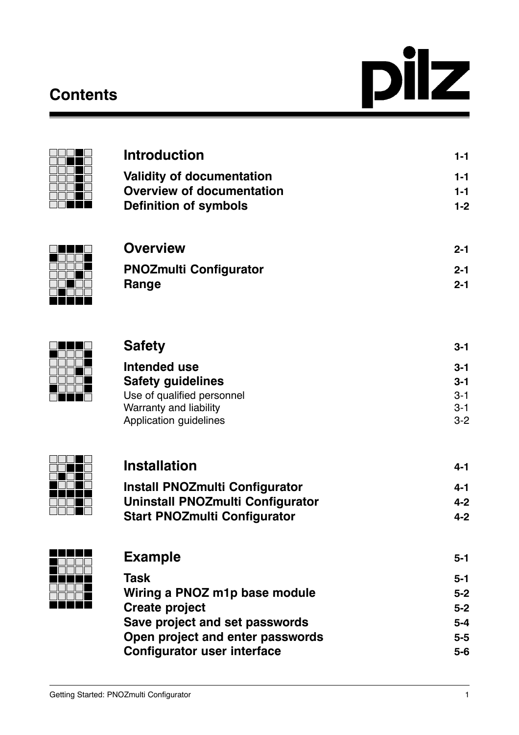# Contents

| | |
|---|---|
| **Introduction** | **1-1** |
| **Validity of documentation** | **1-1** |
| **Overview of documentation** | **1-1** |
| **Definition of symbols** | **1-2** |
| | |
| **Overview** | **2-1** |
| **PNOZmulti Configurator** | **2-1** |
| **Range** | **2-1** |
| | |
| **Safety** | **3-1** |
| **Intended use** | **3-1** |
| **Safety guidelines** | **3-1** |
| Use of qualified personnel | 3-1 |
| Warranty and liability | 3-1 |
| Application guidelines | 3-2 |
| | |
| **Installation** | **4-1** |
| **Install PNOZmulti Configurator** | **4-1** |
| **Uninstall PNOZmulti Configurator** | **4-2** |
| **Start PNOZmulti Configurator** | **4-2** |
| | |
| **Example** | **5-1** |
| **Task** | **5-1** |
| **Wiring a PNOZ m1p base module** | **5-2** |
| **Create project** | **5-2** |
| **Save project and set passwords** | **5-4** |
| **Open project and enter passwords** | **5-5** |
| **Configurator user interface** | **5-6** |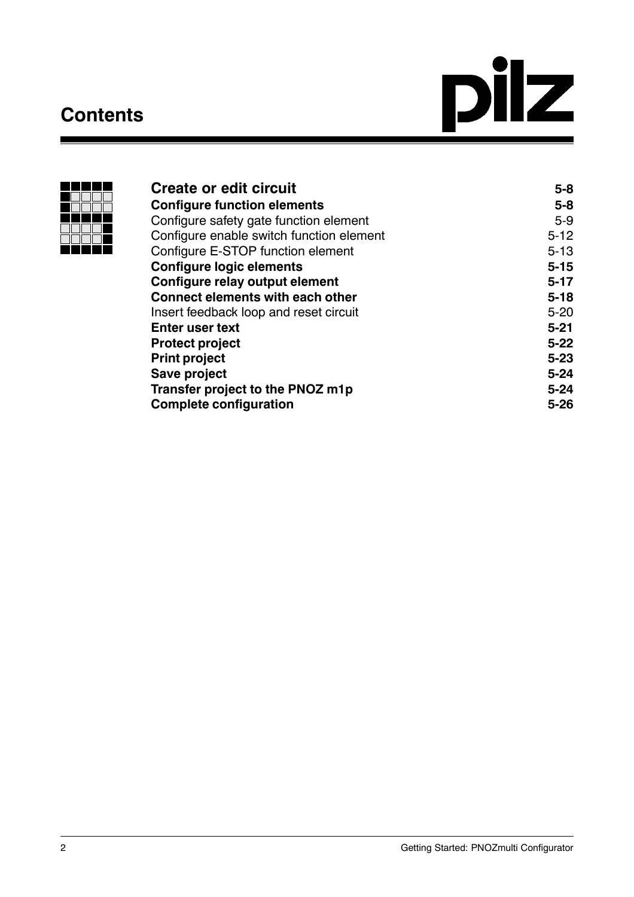# Contents

| | |
|---|---|
| **Create or edit circuit** | **5-8** |
| **Configure function elements** | **5-8** |
| Configure safety gate function element | 5-9 |
| Configure enable switch function element | 5-12 |
| Configure E-STOP function element | 5-13 |
| **Configure logic elements** | **5-15** |
| **Configure relay output element** | **5-17** |
| **Connect elements with each other** | **5-18** |
| Insert feedback loop and reset circuit | 5-20 |
| **Enter user text** | **5-21** |
| **Protect project** | **5-22** |
| **Print project** | **5-23** |
| **Save project** | **5-24** |
| **Transfer project to the PNOZ m1p** | **5-24** |
| **Complete configuration** | **5-26** |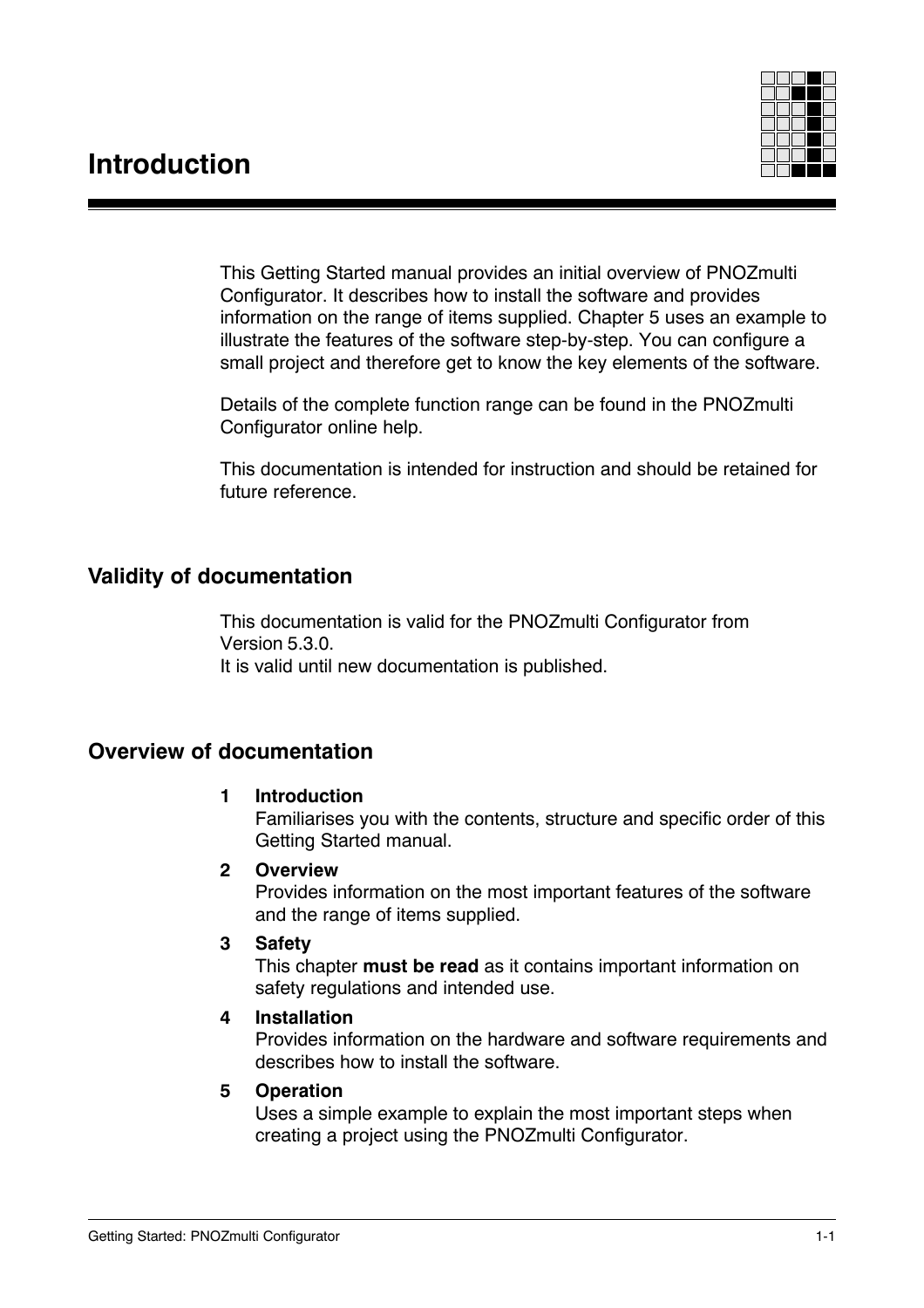# Introduction

This Getting Started manual provides an initial overview of PNOZmulti Configurator. It describes how to install the software and provides information on the range of items supplied. Chapter 5 uses an example to illustrate the features of the software step-by-step. You can configure a small project and therefore get to know the key elements of the software.

Details of the complete function range can be found in the PNOZmulti Configurator online help.

This documentation is intended for instruction and should be retained for future reference.

## Validity of documentation

This documentation is valid for the PNOZmulti Configurator from Version 5.3.0.
It is valid until new documentation is published.

## Overview of documentation

**1 Introduction**
Familiarises you with the contents, structure and specific order of this Getting Started manual.

**2 Overview**
Provides information on the most important features of the software and the range of items supplied.

**3 Safety**
This chapter **must be read** as it contains important information on safety regulations and intended use.

**4 Installation**
Provides information on the hardware and software requirements and describes how to install the software.

**5 Operation**
Uses a simple example to explain the most important steps when creating a project using the PNOZmulti Configurator.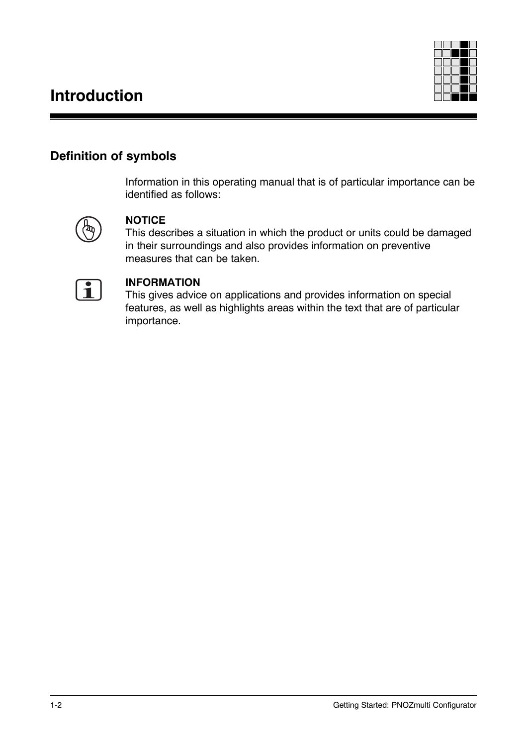# Introduction

## Definition of symbols

Information in this operating manual that is of particular importance can be identified as follows:

**NOTICE**
This describes a situation in which the product or units could be damaged in their surroundings and also provides information on preventive measures that can be taken.

**INFORMATION**
This gives advice on applications and provides information on special features, as well as highlights areas within the text that are of particular importance.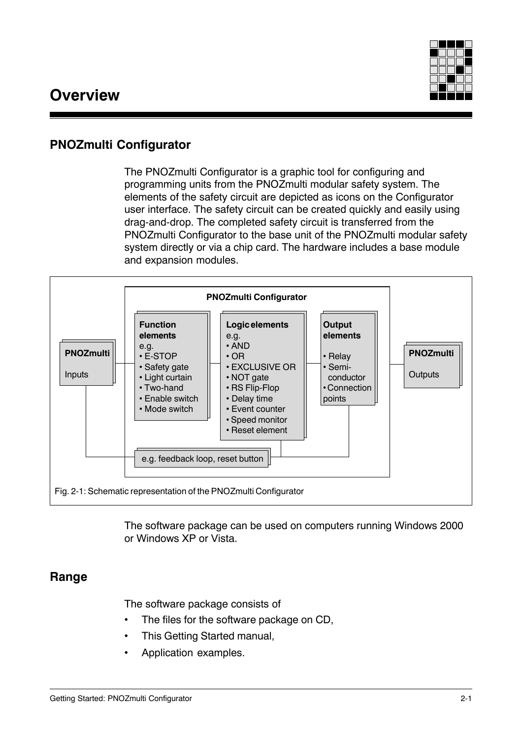# Overview

## PNOZmulti Configurator

The PNOZmulti Configurator is a graphic tool for configuring and programming units from the PNOZmulti modular safety system. The elements of the safety circuit are depicted as icons on the Configurator user interface. The safety circuit can be created quickly and easily using drag-and-drop. The completed safety circuit is transferred from the PNOZmulti Configurator to the base unit of the PNOZmulti modular safety system directly or via a chip card. The hardware includes a base module and expansion modules.

**PNOZmulti** Inputs

**PNOZmulti Configurator**

**Function elements** e.g.
- E-STOP
- Safety gate
- Light curtain
- Two-hand
- Enable switch
- Mode switch

**Logic elements** e.g.
- AND
- OR
- EXCLUSIVE OR
- NOT gate
- RS Flip-Flop
- Delay time
- Event counter
- Speed monitor
- Reset element

**Output elements**
- Relay
- Semi-conductor
- Connection points

e.g. feedback loop, reset button

**PNOZmulti** Outputs

Fig. 2-1: Schematic representation of the PNOZmulti Configurator

The software package can be used on computers running Windows 2000 or Windows XP or Vista.

## Range

The software package consists of

- The files for the software package on CD,
- This Getting Started manual,
- Application examples.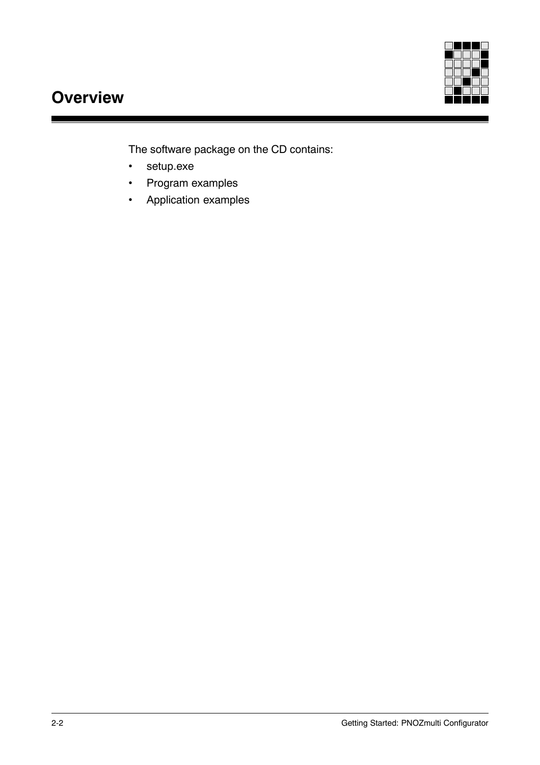# Overview

The software package on the CD contains:

- setup.exe
- Program examples
- Application examples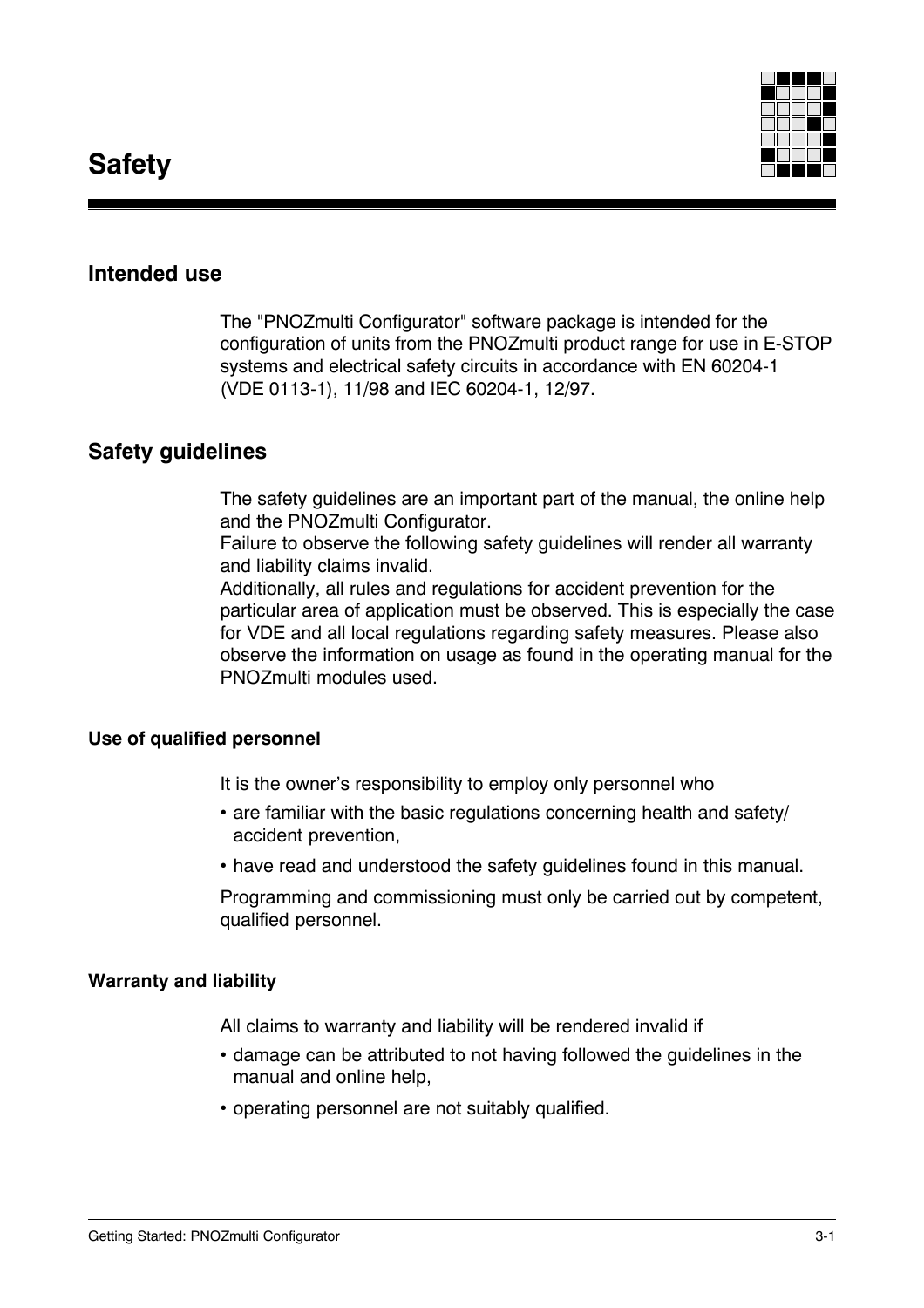# Safety

## Intended use

The "PNOZmulti Configurator" software package is intended for the configuration of units from the PNOZmulti product range for use in E-STOP systems and electrical safety circuits in accordance with EN 60204-1 (VDE 0113-1), 11/98 and IEC 60204-1, 12/97.

## Safety guidelines

The safety guidelines are an important part of the manual, the online help and the PNOZmulti Configurator.
Failure to observe the following safety guidelines will render all warranty and liability claims invalid.
Additionally, all rules and regulations for accident prevention for the particular area of application must be observed. This is especially the case for VDE and all local regulations regarding safety measures. Please also observe the information on usage as found in the operating manual for the PNOZmulti modules used.

### Use of qualified personnel

It is the owner's responsibility to employ only personnel who

- are familiar with the basic regulations concerning health and safety/ accident prevention,
- have read and understood the safety guidelines found in this manual.

Programming and commissioning must only be carried out by competent, qualified personnel.

### Warranty and liability

All claims to warranty and liability will be rendered invalid if

- damage can be attributed to not having followed the guidelines in the manual and online help,
- operating personnel are not suitably qualified.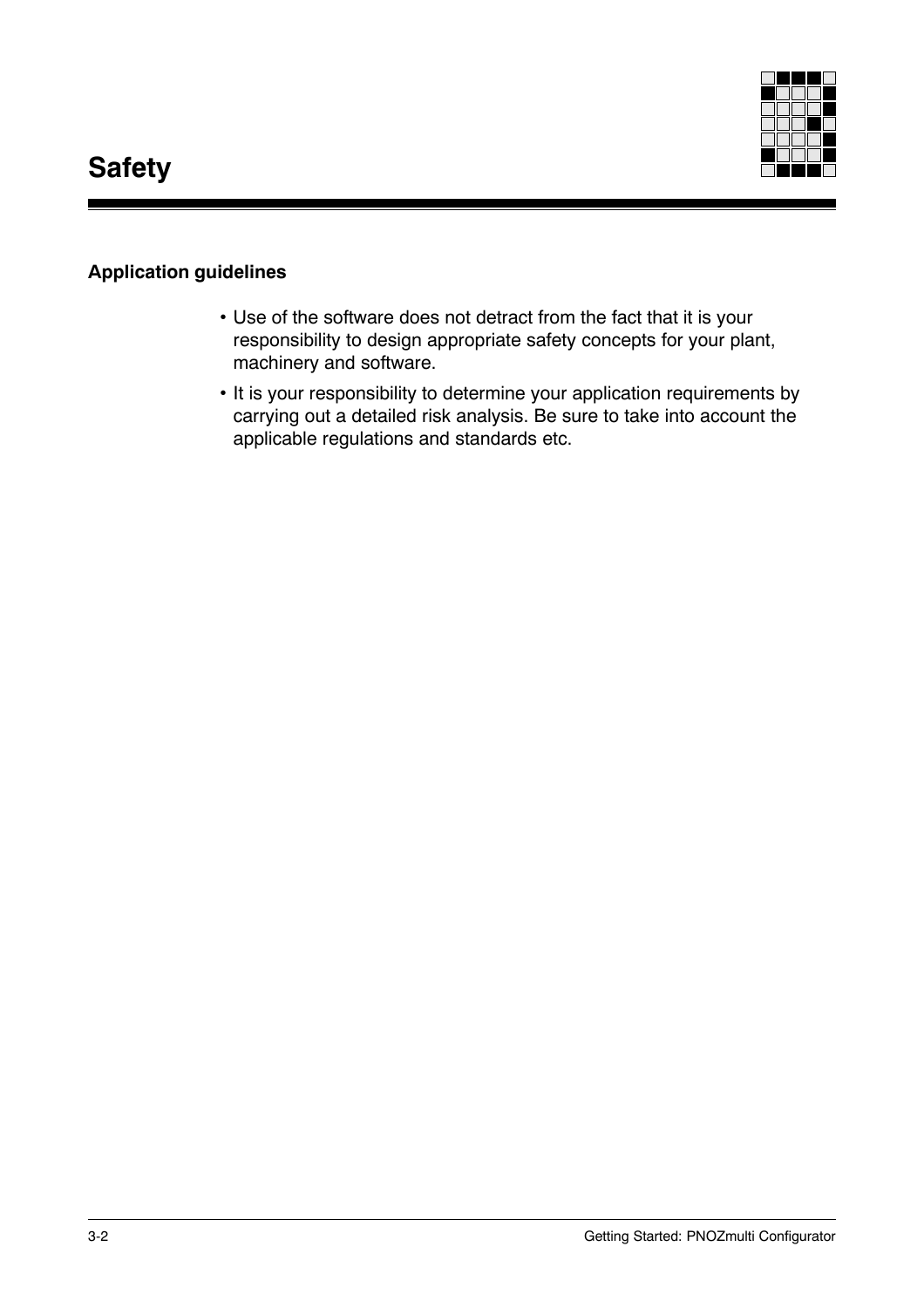# Safety

## Application guidelines

- Use of the software does not detract from the fact that it is your responsibility to design appropriate safety concepts for your plant, machinery and software.
- It is your responsibility to determine your application requirements by carrying out a detailed risk analysis. Be sure to take into account the applicable regulations and standards etc.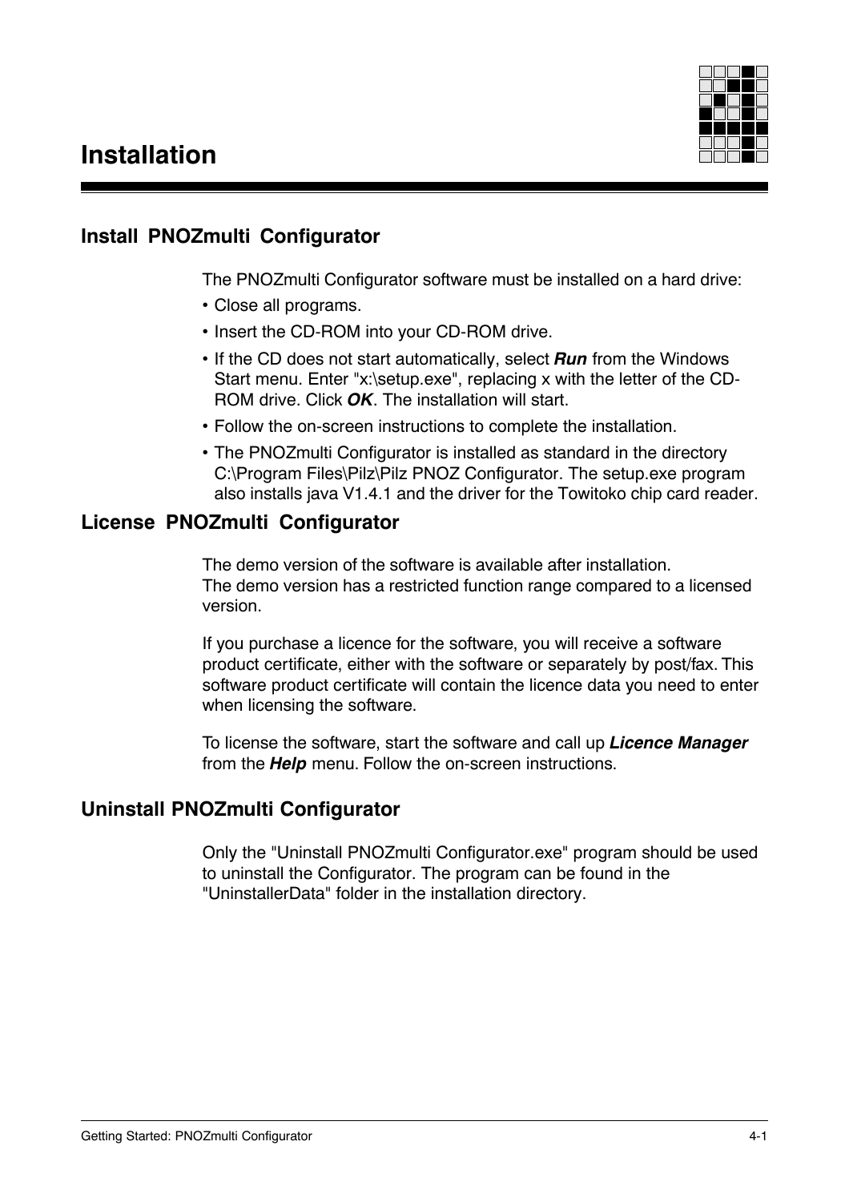# Installation

## Install PNOZmulti Configurator

The PNOZmulti Configurator software must be installed on a hard drive:

- Close all programs.
- Insert the CD-ROM into your CD-ROM drive.
- If the CD does not start automatically, select ***Run*** from the Windows Start menu. Enter "x:\setup.exe", replacing x with the letter of the CD-ROM drive. Click ***OK***. The installation will start.
- Follow the on-screen instructions to complete the installation.
- The PNOZmulti Configurator is installed as standard in the directory C:\Program Files\Pilz\Pilz PNOZ Configurator. The setup.exe program also installs java V1.4.1 and the driver for the Towitoko chip card reader.

## License PNOZmulti Configurator

The demo version of the software is available after installation.
The demo version has a restricted function range compared to a licensed version.

If you purchase a licence for the software, you will receive a software product certificate, either with the software or separately by post/fax. This software product certificate will contain the licence data you need to enter when licensing the software.

To license the software, start the software and call up ***Licence Manager*** from the ***Help*** menu. Follow the on-screen instructions.

## Uninstall PNOZmulti Configurator

Only the "Uninstall PNOZmulti Configurator.exe" program should be used to uninstall the Configurator. The program can be found in the "UninstallerData" folder in the installation directory.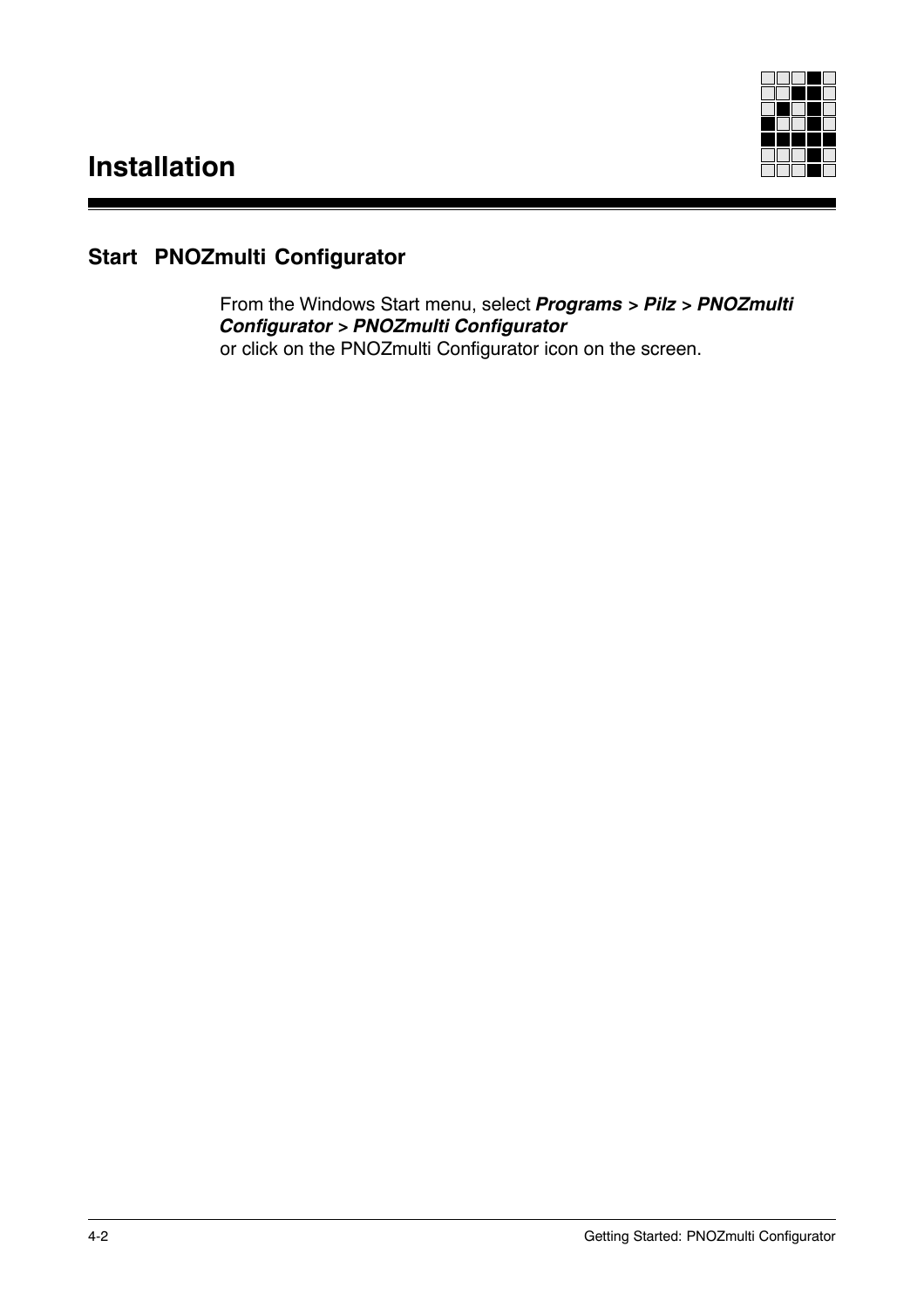# Installation

## Start PNOZmulti Configurator

From the Windows Start menu, select ***Programs* > *Pilz* > *PNOZmulti Configurator* > *PNOZmulti Configurator***
or click on the PNOZmulti Configurator icon on the screen.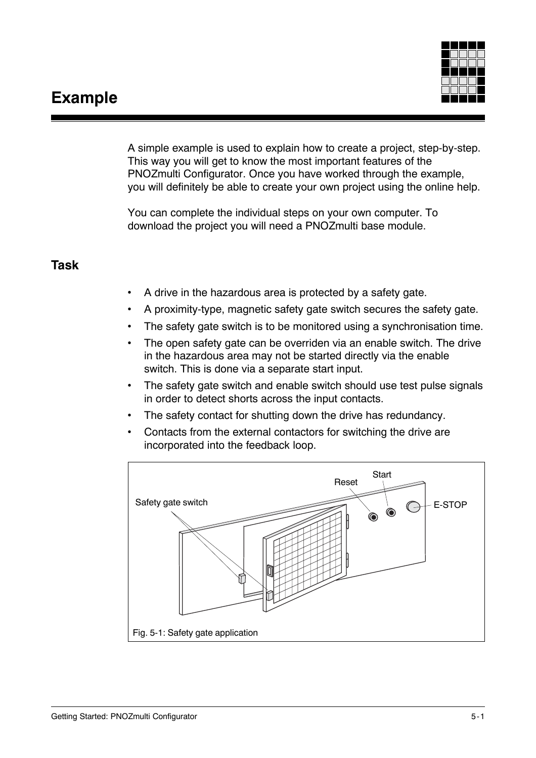# Example

A simple example is used to explain how to create a project, step-by-step. This way you will get to know the most important features of the PNOZmulti Configurator. Once you have worked through the example, you will definitely be able to create your own project using the online help.

You can complete the individual steps on your own computer. To download the project you will need a PNOZmulti base module.

## Task

- A drive in the hazardous area is protected by a safety gate.
- A proximity-type, magnetic safety gate switch secures the safety gate.
- The safety gate switch is to be monitored using a synchronisation time.
- The open safety gate can be overriden via an enable switch. The drive in the hazardous area may not be started directly via the enable switch. This is done via a separate start input.
- The safety gate switch and enable switch should use test pulse signals in order to detect shorts across the input contacts.
- The safety contact for shutting down the drive has redundancy.
- Contacts from the external contactors for switching the drive are incorporated into the feedback loop.

Fig. 5-1: Safety gate application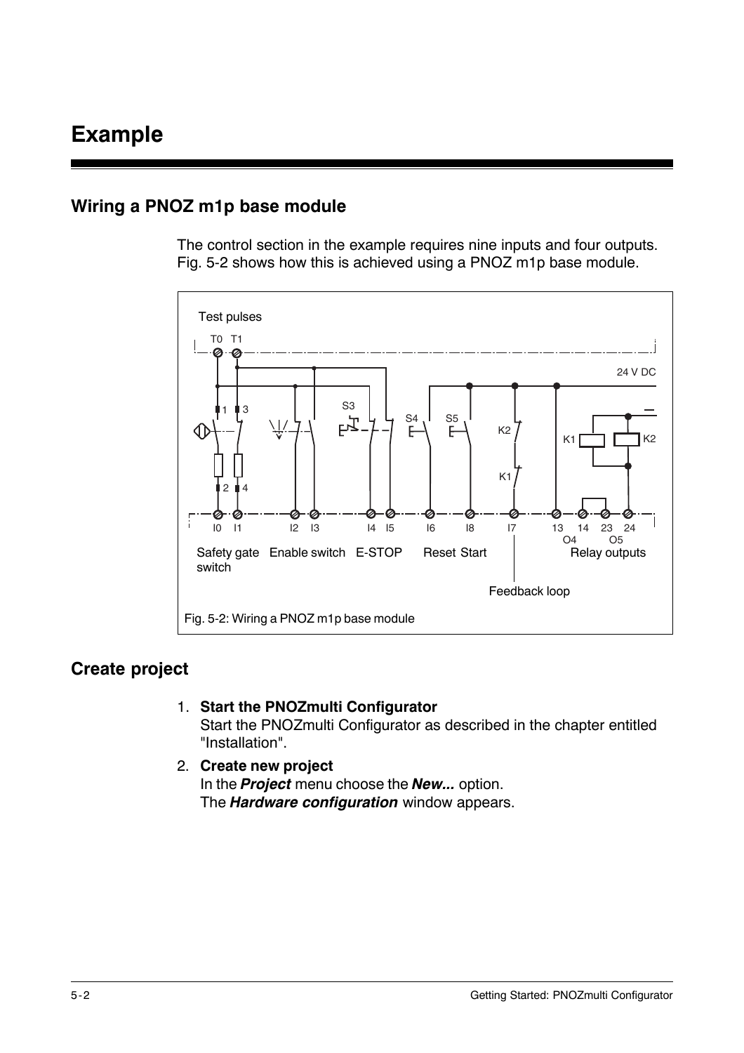# Example

## Wiring a PNOZ m1p base module

The control section in the example requires nine inputs and four outputs. Fig. 5-2 shows how this is achieved using a PNOZ m1p base module.

Fig. 5-2: Wiring a PNOZ m1p base module

## Create project

1. **Start the PNOZmulti Configurator**
   Start the PNOZmulti Configurator as described in the chapter entitled "Installation".
2. **Create new project**
   In the ***Project*** menu choose the ***New...*** option.
   The ***Hardware configuration*** window appears.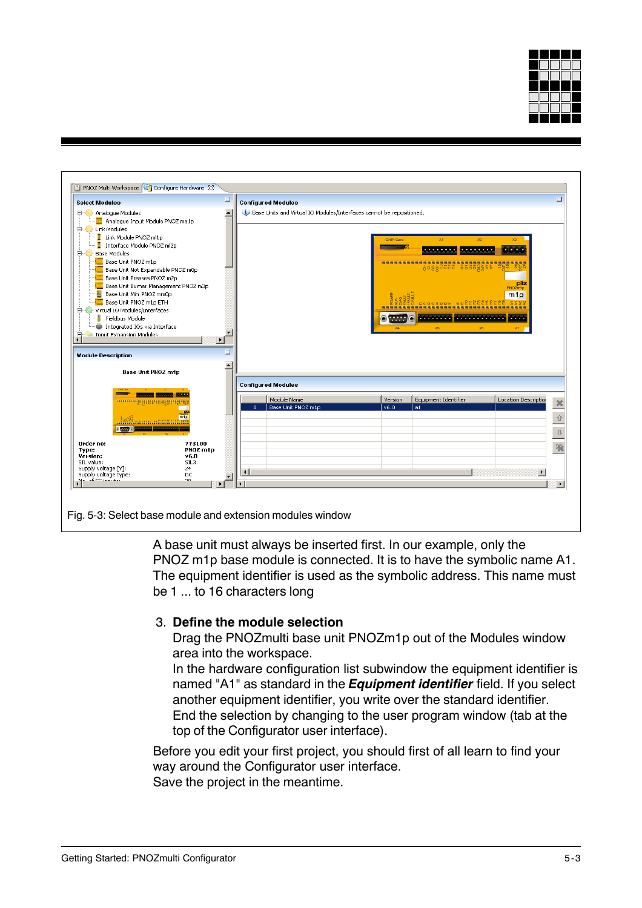Fig. 5-3: Select base module and extension modules window

A base unit must always be inserted first. In our example, only the PNOZ m1p base module is connected. It is to have the symbolic name A1. The equipment identifier is used as the symbolic address. This name must be 1 ... to 16 characters long

3. **Define the module selection**
   Drag the PNOZmulti base unit PNOZm1p out of the Modules window area into the workspace.
   In the hardware configuration list subwindow the equipment identifier is named "A1" as standard in the ***Equipment identifier*** field. If you select another equipment identifier, you write over the standard identifier.
   End the selection by changing to the user program window (tab at the top of the Configurator user interface).

Before you edit your first project, you should first of all learn to find your way around the Configurator user interface.
Save the project in the meantime.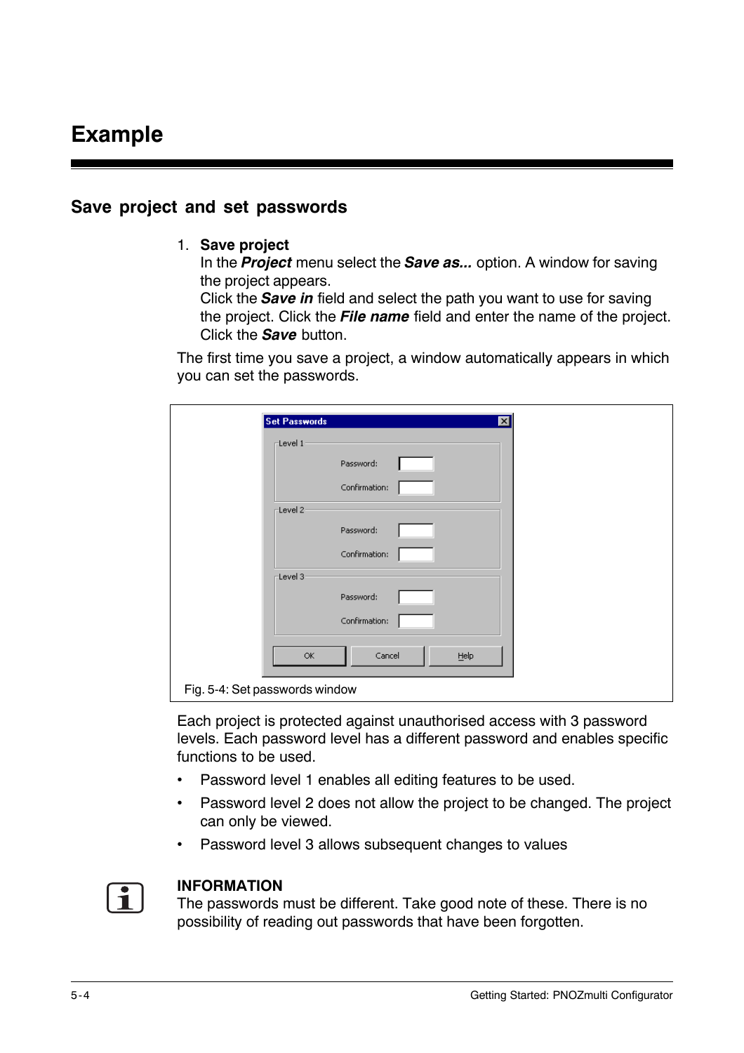# Example

## Save project and set passwords

1. **Save project**
   In the ***Project*** menu select the ***Save as...*** option. A window for saving the project appears.
   Click the ***Save in*** field and select the path you want to use for saving the project. Click the ***File name*** field and enter the name of the project.
   Click the ***Save*** button.

The first time you save a project, a window automatically appears in which you can set the passwords.

Fig. 5-4: Set passwords window

Each project is protected against unauthorised access with 3 password levels. Each password level has a different password and enables specific functions to be used.

- Password level 1 enables all editing features to be used.
- Password level 2 does not allow the project to be changed. The project can only be viewed.
- Password level 3 allows subsequent changes to values

**INFORMATION**
The passwords must be different. Take good note of these. There is no possibility of reading out passwords that have been forgotten.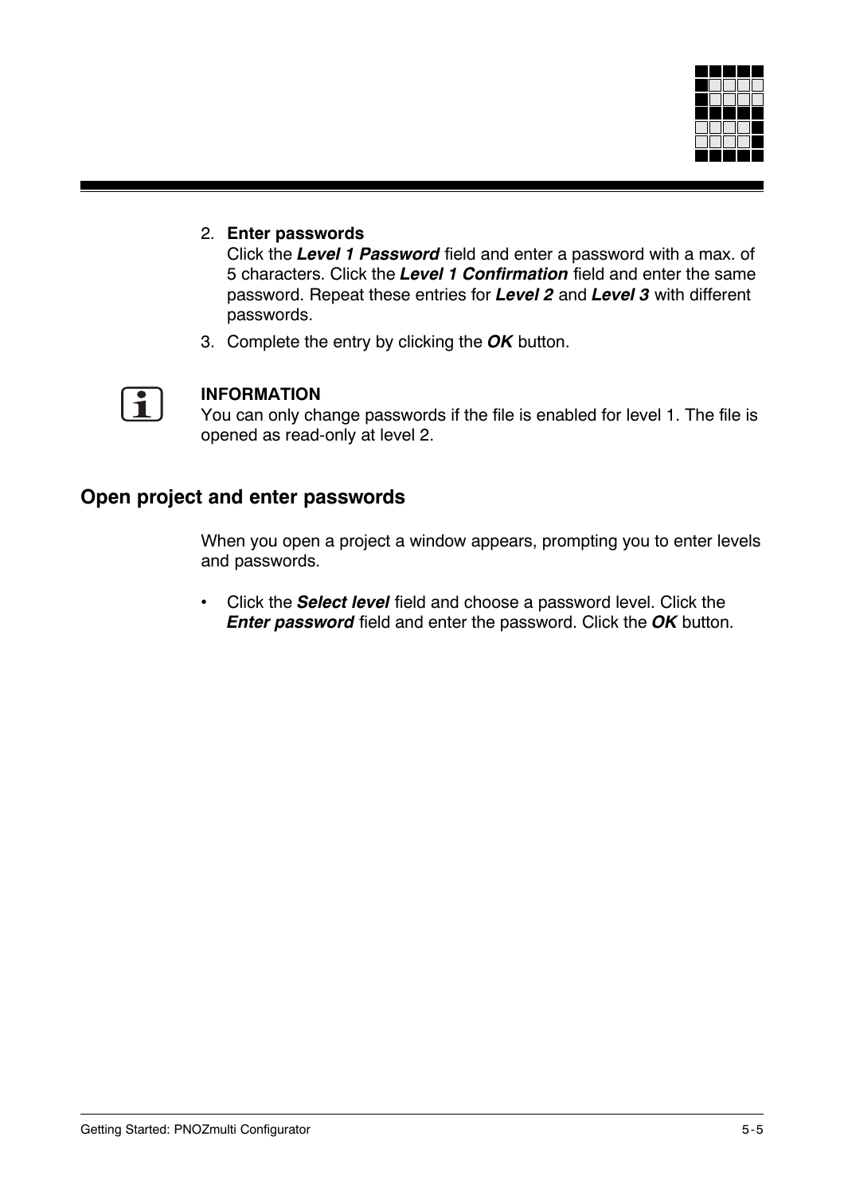2. **Enter passwords**
   Click the ***Level 1 Password*** field and enter a password with a max. of 5 characters. Click the ***Level 1 Confirmation*** field and enter the same password. Repeat these entries for ***Level 2*** and ***Level 3*** with different passwords.
3. Complete the entry by clicking the ***OK*** button.

**INFORMATION**
You can only change passwords if the file is enabled for level 1. The file is opened as read-only at level 2.

## Open project and enter passwords

When you open a project a window appears, prompting you to enter levels and passwords.

- Click the ***Select level*** field and choose a password level. Click the ***Enter password*** field and enter the password. Click the ***OK*** button.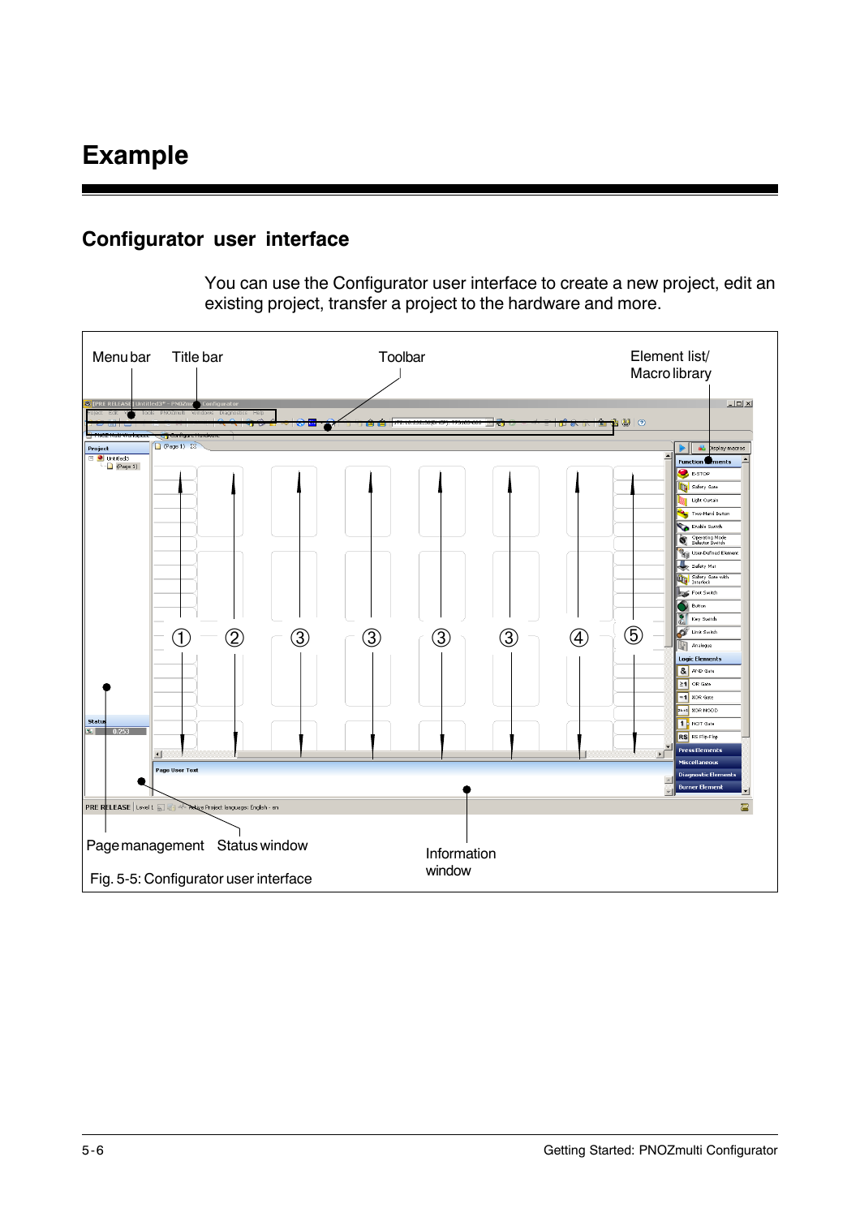# Example

## Configurator user interface

You can use the Configurator user interface to create a new project, edit an existing project, transfer a project to the hardware and more.

Menu bar Title bar Toolbar Element list/ Macro library

① ② ③ ③ ③ ③ ④ ⑤

Page management Status window Information window

Fig. 5-5: Configurator user interface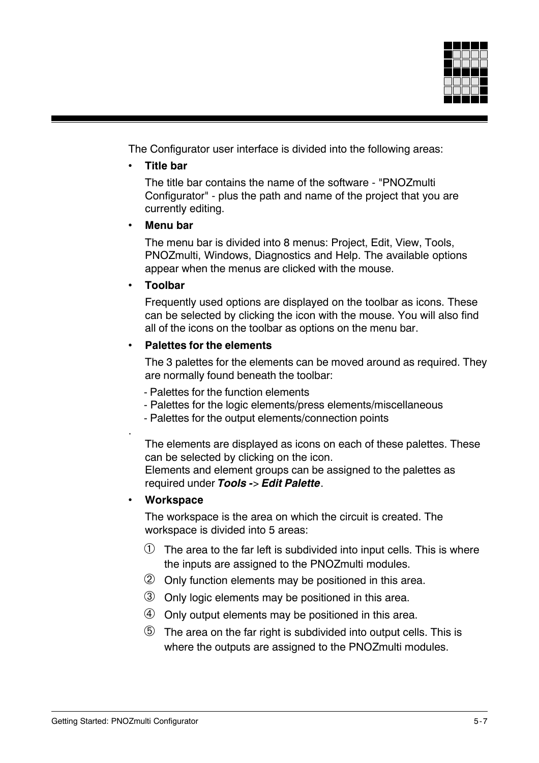The Configurator user interface is divided into the following areas:

- **Title bar**

  The title bar contains the name of the software - "PNOZmulti Configurator" - plus the path and name of the project that you are currently editing.

- **Menu bar**

  The menu bar is divided into 8 menus: Project, Edit, View, Tools, PNOZmulti, Windows, Diagnostics and Help. The available options appear when the menus are clicked with the mouse.

- **Toolbar**

  Frequently used options are displayed on the toolbar as icons. These can be selected by clicking the icon with the mouse. You will also find all of the icons on the toolbar as options on the menu bar.

- **Palettes for the elements**

  The 3 palettes for the elements can be moved around as required. They are normally found beneath the toolbar:

  - Palettes for the function elements
  - Palettes for the logic elements/press elements/miscellaneous
  - Palettes for the output elements/connection points

  .

  The elements are displayed as icons on each of these palettes. These can be selected by clicking on the icon.
  Elements and element groups can be assigned to the palettes as required under ***Tools -> Edit Palette***.

- **Workspace**

  The workspace is the area on which the circuit is created. The workspace is divided into 5 areas:

  ① The area to the far left is subdivided into input cells. This is where the inputs are assigned to the PNOZmulti modules.

  ② Only function elements may be positioned in this area.

  ③ Only logic elements may be positioned in this area.

  ④ Only output elements may be positioned in this area.

  ⑤ The area on the far right is subdivided into output cells. This is where the outputs are assigned to the PNOZmulti modules.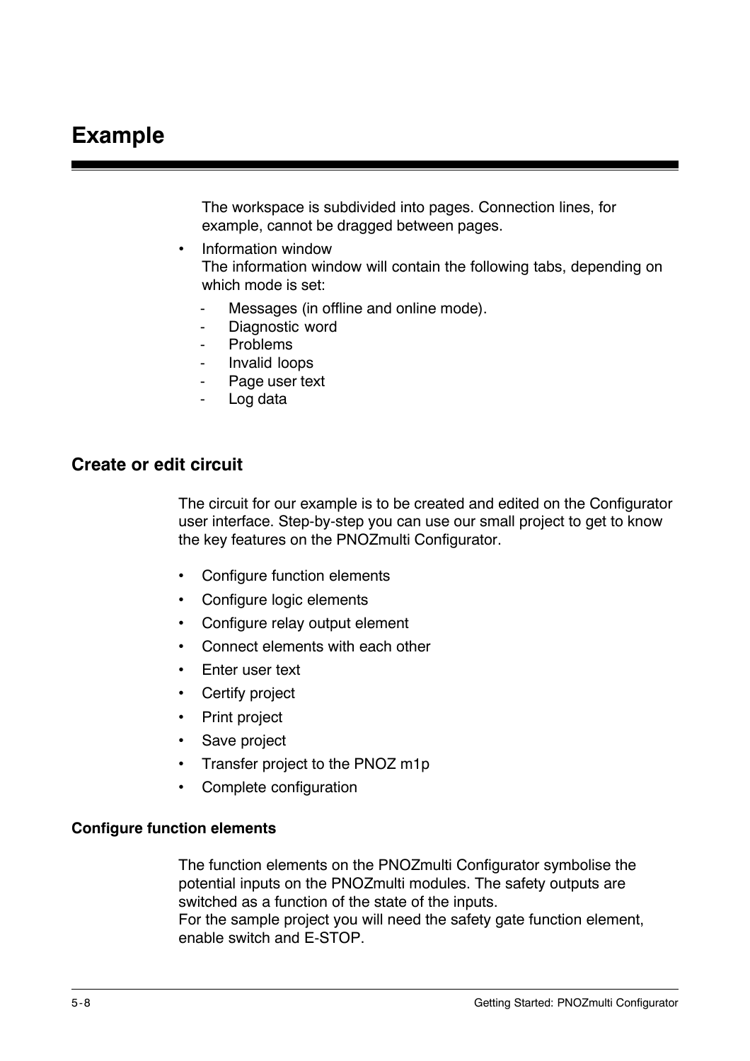# Example

The workspace is subdivided into pages. Connection lines, for example, cannot be dragged between pages.

- Information window
  The information window will contain the following tabs, depending on which mode is set:
  - Messages (in offline and online mode).
  - Diagnostic word
  - Problems
  - Invalid loops
  - Page user text
  - Log data

## Create or edit circuit

The circuit for our example is to be created and edited on the Configurator user interface. Step-by-step you can use our small project to get to know the key features on the PNOZmulti Configurator.

- Configure function elements
- Configure logic elements
- Configure relay output element
- Connect elements with each other
- Enter user text
- Certify project
- Print project
- Save project
- Transfer project to the PNOZ m1p
- Complete configuration

### Configure function elements

The function elements on the PNOZmulti Configurator symbolise the potential inputs on the PNOZmulti modules. The safety outputs are switched as a function of the state of the inputs.
For the sample project you will need the safety gate function element, enable switch and E-STOP.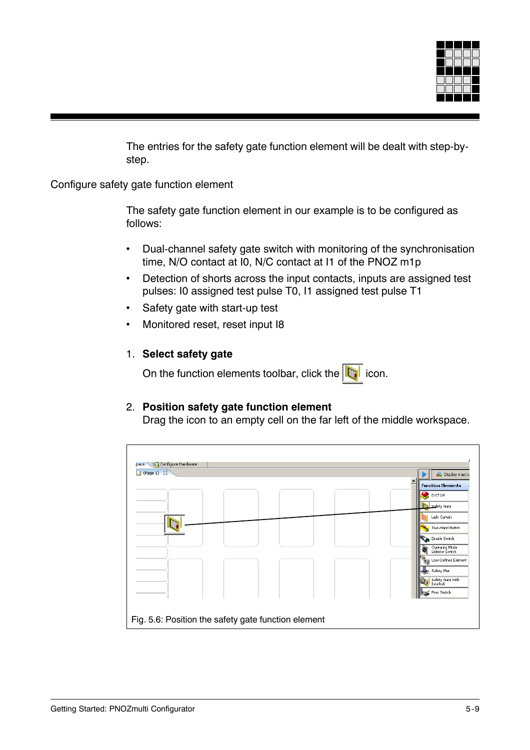The entries for the safety gate function element will be dealt with step-by-step.

## Configure safety gate function element

The safety gate function element in our example is to be configured as follows:

- Dual-channel safety gate switch with monitoring of the synchronisation time, N/O contact at I0, N/C contact at I1 of the PNOZ m1p
- Detection of shorts across the input contacts, inputs are assigned test pulses: I0 assigned test pulse T0, I1 assigned test pulse T1
- Safety gate with start-up test
- Monitored reset, reset input I8

1. **Select safety gate**
   On the function elements toolbar, click the icon.

2. **Position safety gate function element**
   Drag the icon to an empty cell on the far left of the middle workspace.

Fig. 5.6: Position the safety gate function element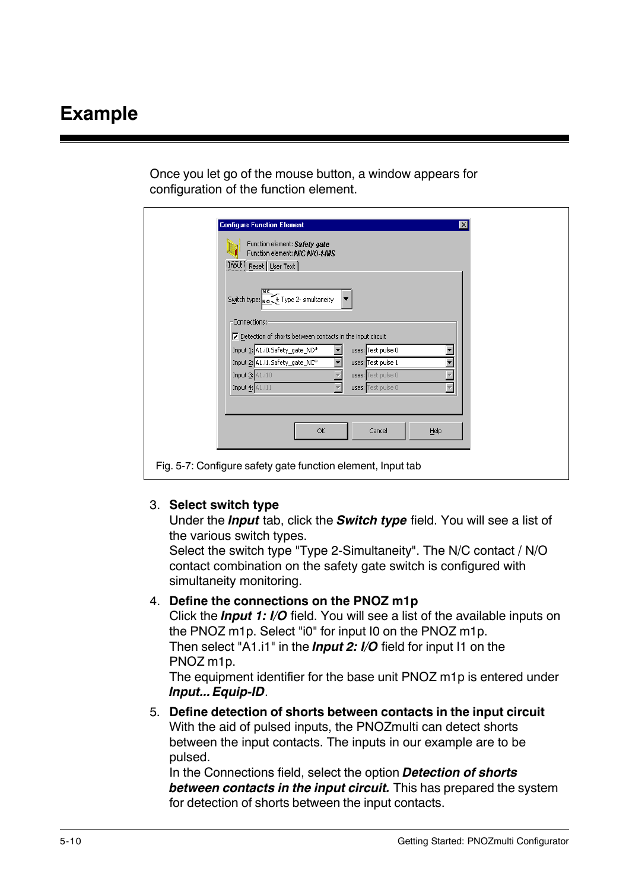# Example

Once you let go of the mouse button, a window appears for configuration of the function element.

Fig. 5-7: Configure safety gate function element, Input tab

3. **Select switch type**
   Under the ***Input*** tab, click the ***Switch type*** field. You will see a list of the various switch types.
   Select the switch type "Type 2-Simultaneity". The N/C contact / N/O contact combination on the safety gate switch is configured with simultaneity monitoring.

4. **Define the connections on the PNOZ m1p**
   Click the ***Input 1: I/O*** field. You will see a list of the available inputs on the PNOZ m1p. Select "i0" for input I0 on the PNOZ m1p.
   Then select "A1.i1" in the ***Input 2: I/O*** field for input I1 on the PNOZ m1p.
   The equipment identifier for the base unit PNOZ m1p is entered under ***Input... Equip-ID***.

5. **Define detection of shorts between contacts in the input circuit**
   With the aid of pulsed inputs, the PNOZmulti can detect shorts between the input contacts. The inputs in our example are to be pulsed.
   In the Connections field, select the option ***Detection of shorts between contacts in the input circuit.*** This has prepared the system for detection of shorts between the input contacts.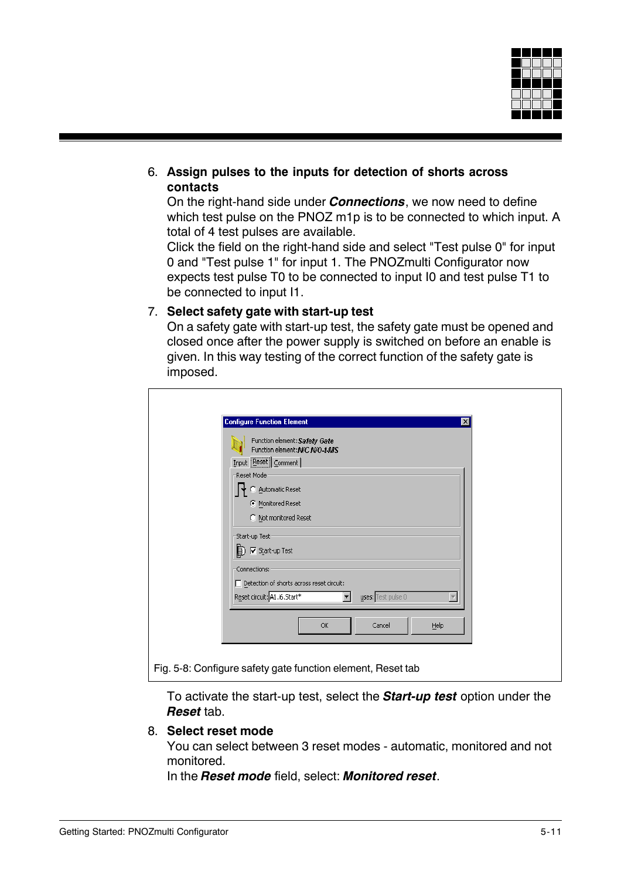6. **Assign pulses to the inputs for detection of shorts across contacts**
   On the right-hand side under ***Connections***, we now need to define which test pulse on the PNOZ m1p is to be connected to which input. A total of 4 test pulses are available.
   Click the field on the right-hand side and select "Test pulse 0" for input 0 and "Test pulse 1" for input 1. The PNOZmulti Configurator now expects test pulse T0 to be connected to input I0 and test pulse T1 to be connected to input I1.

7. **Select safety gate with start-up test**
   On a safety gate with start-up test, the safety gate must be opened and closed once after the power supply is switched on before an enable is given. In this way testing of the correct function of the safety gate is imposed.

Fig. 5-8: Configure safety gate function element, Reset tab

   To activate the start-up test, select the ***Start-up test*** option under the ***Reset*** tab.

8. **Select reset mode**
   You can select between 3 reset modes - automatic, monitored and not monitored.
   In the ***Reset mode*** field, select: ***Monitored reset***.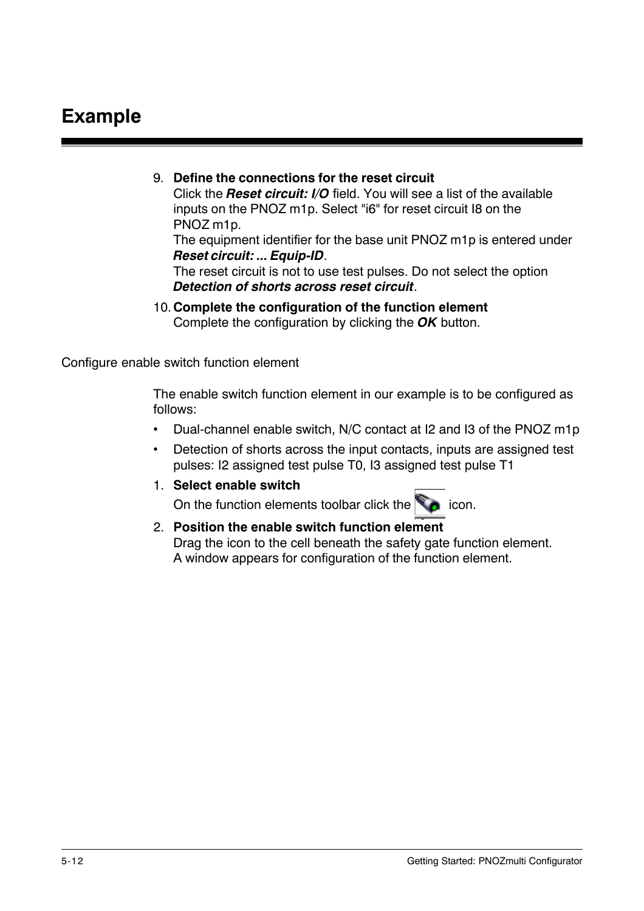# Example

9. **Define the connections for the reset circuit**
   Click the ***Reset circuit: I/O*** field. You will see a list of the available inputs on the PNOZ m1p. Select "i6" for reset circuit I8 on the PNOZ m1p.
   The equipment identifier for the base unit PNOZ m1p is entered under ***Reset circuit: ... Equip-ID***.
   The reset circuit is not to use test pulses. Do not select the option ***Detection of shorts across reset circuit***.
10. **Complete the configuration of the function element**
    Complete the configuration by clicking the ***OK*** button.

Configure enable switch function element

The enable switch function element in our example is to be configured as follows:

- Dual-channel enable switch, N/C contact at I2 and I3 of the PNOZ m1p
- Detection of shorts across the input contacts, inputs are assigned test pulses: I2 assigned test pulse T0, I3 assigned test pulse T1

1. **Select enable switch**
   On the function elements toolbar click the icon.
2. **Position the enable switch function element**
   Drag the icon to the cell beneath the safety gate function element.
   A window appears for configuration of the function element.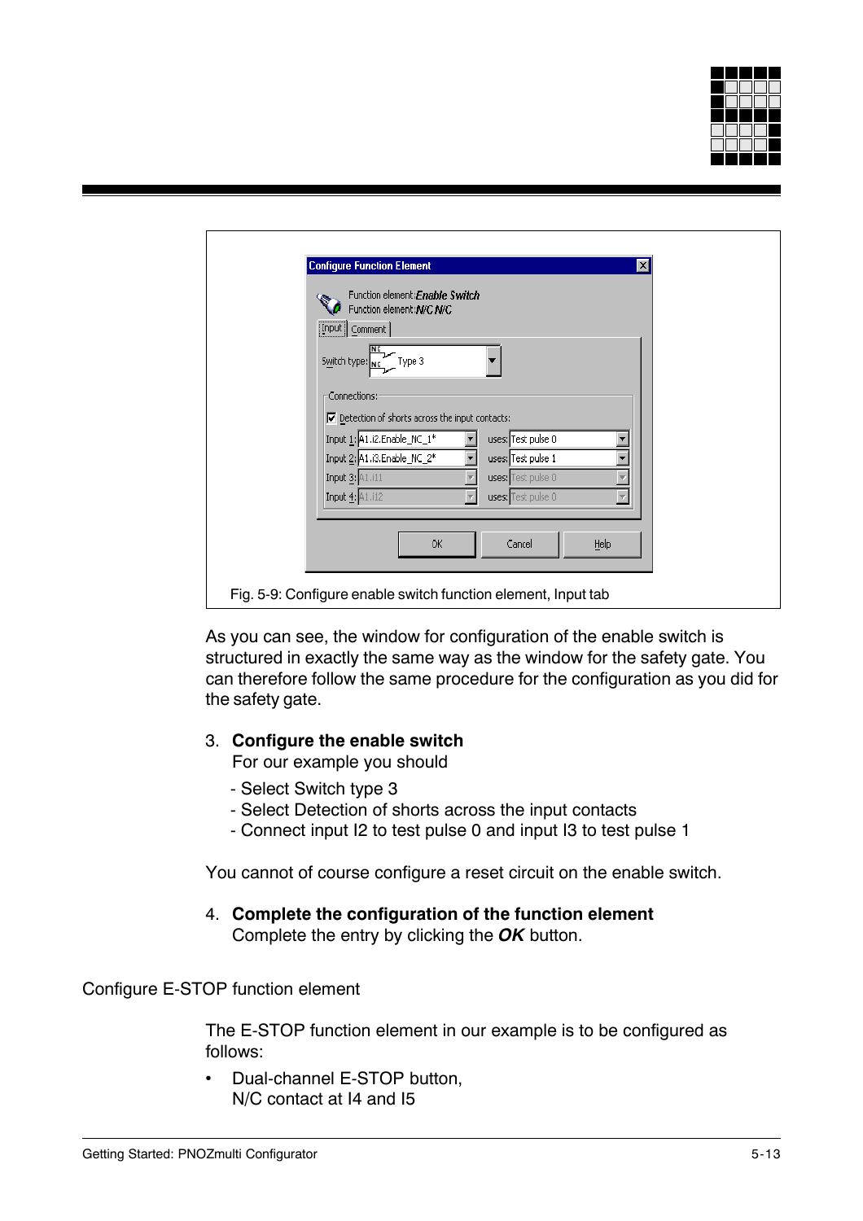Fig. 5-9: Configure enable switch function element, Input tab

As you can see, the window for configuration of the enable switch is structured in exactly the same way as the window for the safety gate. You can therefore follow the same procedure for the configuration as you did for the safety gate.

3. **Configure the enable switch**
   For our example you should
   - Select Switch type 3
   - Select Detection of shorts across the input contacts
   - Connect input I2 to test pulse 0 and input I3 to test pulse 1

You cannot of course configure a reset circuit on the enable switch.

4. **Complete the configuration of the function element**
   Complete the entry by clicking the ***OK*** button.

## Configure E-STOP function element

The E-STOP function element in our example is to be configured as follows:

- Dual-channel E-STOP button,
  N/C contact at I4 and I5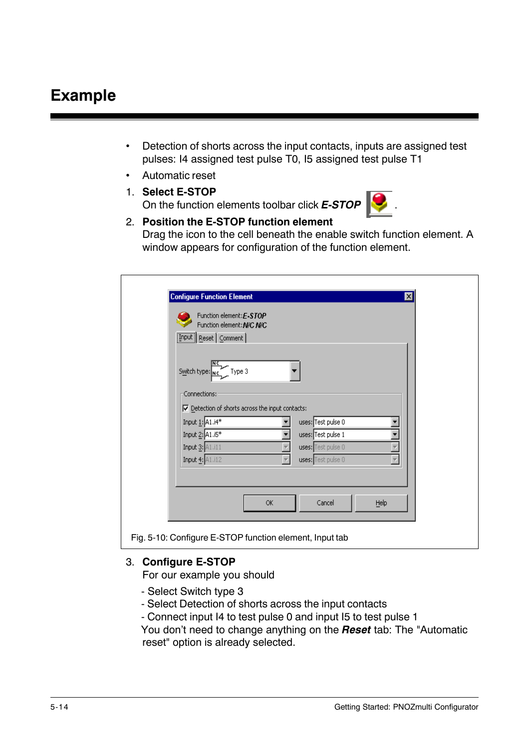# Example

- Detection of shorts across the input contacts, inputs are assigned test pulses: I4 assigned test pulse T0, I5 assigned test pulse T1
- Automatic reset

1. **Select E-STOP**
   On the function elements toolbar click ***E-STOP*** .
2. **Position the E-STOP function element**
   Drag the icon to the cell beneath the enable switch function element. A window appears for configuration of the function element.

Fig. 5-10: Configure E-STOP function element, Input tab

3. **Configure E-STOP**
   For our example you should

   - Select Switch type 3
   - Select Detection of shorts across the input contacts
   - Connect input I4 to test pulse 0 and input I5 to test pulse 1

   You don't need to change anything on the ***Reset*** tab: The "Automatic reset" option is already selected.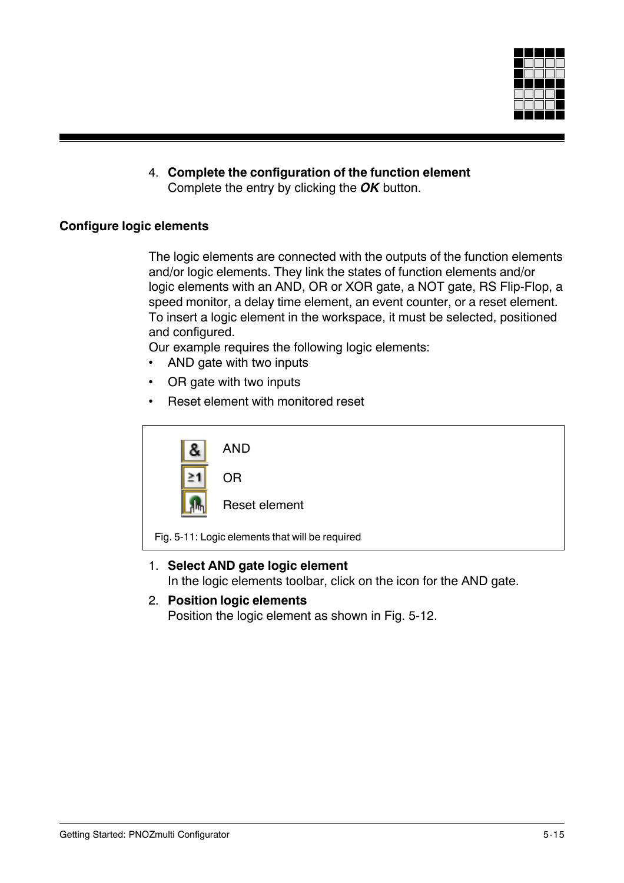4. **Complete the configuration of the function element**
   Complete the entry by clicking the ***OK*** button.

### Configure logic elements

The logic elements are connected with the outputs of the function elements and/or logic elements. They link the states of function elements and/or logic elements with an AND, OR or XOR gate, a NOT gate, RS Flip-Flop, a speed monitor, a delay time element, an event counter, or a reset element. To insert a logic element in the workspace, it must be selected, positioned and configured.
Our example requires the following logic elements:

- AND gate with two inputs
- OR gate with two inputs
- Reset element with monitored reset

AND

OR

Reset element

Fig. 5-11: Logic elements that will be required

1. **Select AND gate logic element**
   In the logic elements toolbar, click on the icon for the AND gate.
2. **Position logic elements**
   Position the logic element as shown in Fig. 5-12.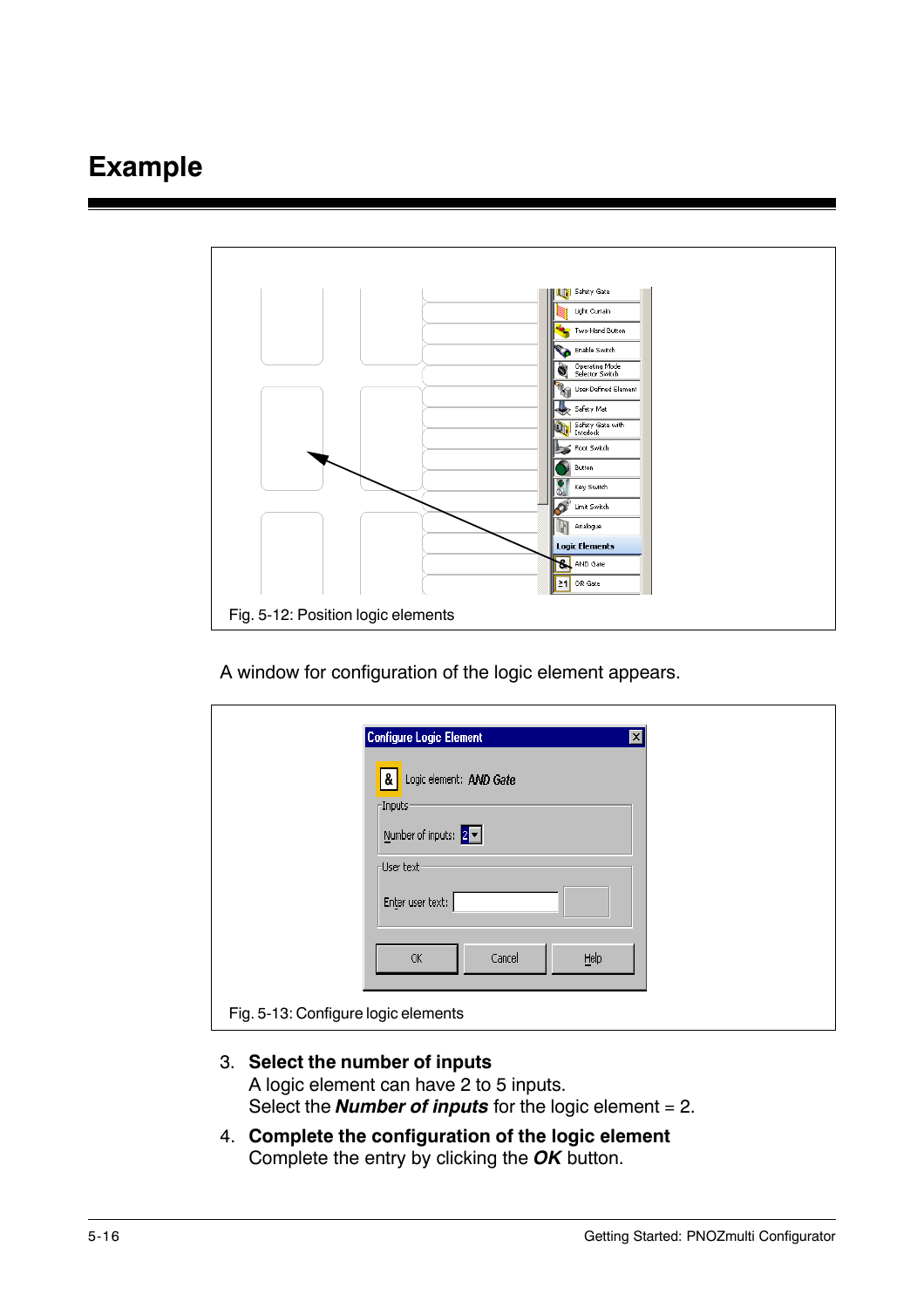# Example

Fig. 5-12: Position logic elements

A window for configuration of the logic element appears.

Fig. 5-13: Configure logic elements

3. **Select the number of inputs**
   A logic element can have 2 to 5 inputs.
   Select the ***Number of inputs*** for the logic element = 2.
4. **Complete the configuration of the logic element**
   Complete the entry by clicking the ***OK*** button.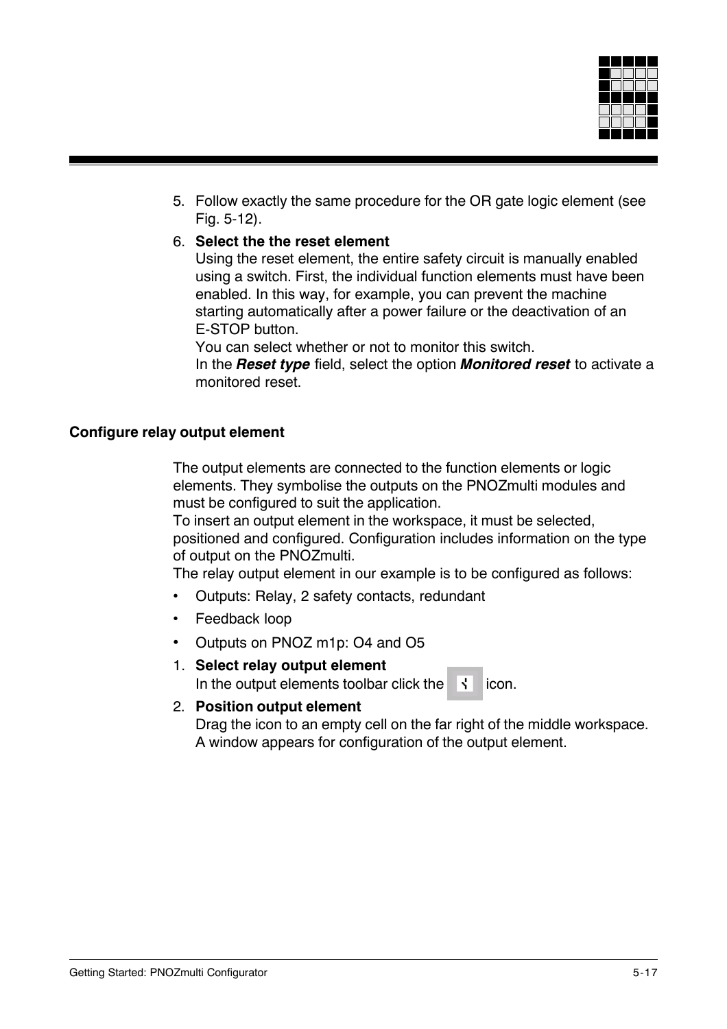5. Follow exactly the same procedure for the OR gate logic element (see Fig. 5-12).
6. **Select the the reset element**
   Using the reset element, the entire safety circuit is manually enabled using a switch. First, the individual function elements must have been enabled. In this way, for example, you can prevent the machine starting automatically after a power failure or the deactivation of an E-STOP button.
   You can select whether or not to monitor this switch.
   In the ***Reset type*** field, select the option ***Monitored reset*** to activate a monitored reset.

**Configure relay output element**

The output elements are connected to the function elements or logic elements. They symbolise the outputs on the PNOZmulti modules and must be configured to suit the application.
To insert an output element in the workspace, it must be selected, positioned and configured. Configuration includes information on the type of output on the PNOZmulti.
The relay output element in our example is to be configured as follows:

- Outputs: Relay, 2 safety contacts, redundant
- Feedback loop
- Outputs on PNOZ m1p: O4 and O5

1. **Select relay output element**
   In the output elements toolbar click the icon.
2. **Position output element**
   Drag the icon to an empty cell on the far right of the middle workspace. A window appears for configuration of the output element.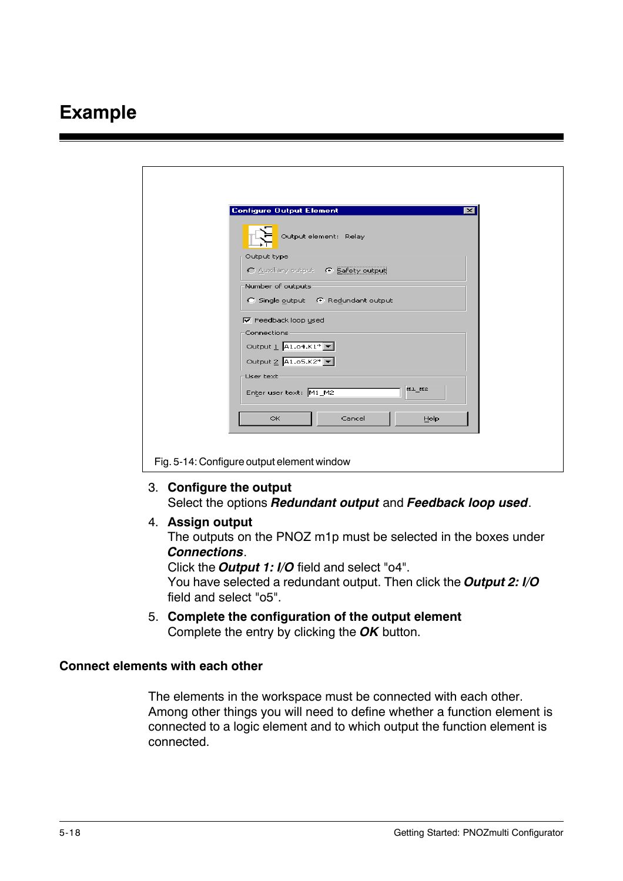# Example

Fig. 5-14: Configure output element window

3. **Configure the output**
   Select the options ***Redundant output*** and ***Feedback loop used***.
4. **Assign output**
   The outputs on the PNOZ m1p must be selected in the boxes under ***Connections***.
   Click the ***Output 1: I/O*** field and select "o4".
   You have selected a redundant output. Then click the ***Output 2: I/O*** field and select "o5".
5. **Complete the configuration of the output element**
   Complete the entry by clicking the ***OK*** button.

## Connect elements with each other

The elements in the workspace must be connected with each other. Among other things you will need to define whether a function element is connected to a logic element and to which output the function element is connected.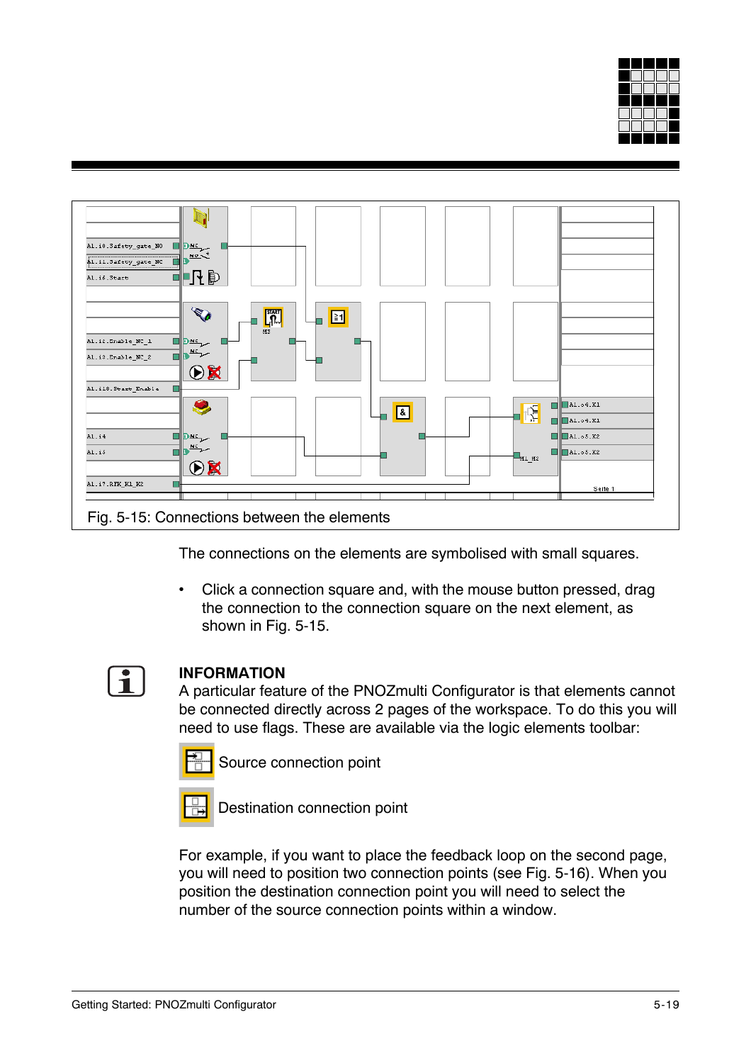Fig. 5-15: Connections between the elements

The connections on the elements are symbolised with small squares.

- Click a connection square and, with the mouse button pressed, drag the connection to the connection square on the next element, as shown in Fig. 5-15.

**INFORMATION**

A particular feature of the PNOZmulti Configurator is that elements cannot be connected directly across 2 pages of the workspace. To do this you will need to use flags. These are available via the logic elements toolbar:

Source connection point

Destination connection point

For example, if you want to place the feedback loop on the second page, you will need to position two connection points (see Fig. 5-16). When you position the destination connection point you will need to select the number of the source connection points within a window.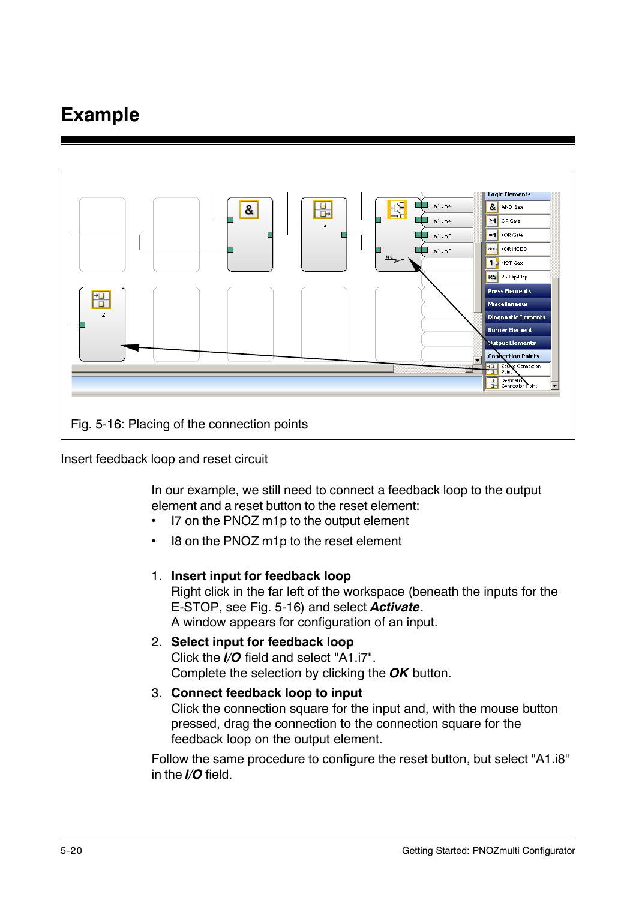# Example

Fig. 5-16: Placing of the connection points

Insert feedback loop and reset circuit

In our example, we still need to connect a feedback loop to the output element and a reset button to the reset element:

- I7 on the PNOZ m1p to the output element
- I8 on the PNOZ m1p to the reset element

1. **Insert input for feedback loop**
   Right click in the far left of the workspace (beneath the inputs for the E-STOP, see Fig. 5-16) and select ***Activate***.
   A window appears for configuration of an input.
2. **Select input for feedback loop**
   Click the ***I/O*** field and select "A1.i7".
   Complete the selection by clicking the ***OK*** button.
3. **Connect feedback loop to input**
   Click the connection square for the input and, with the mouse button pressed, drag the connection to the connection square for the feedback loop on the output element.

Follow the same procedure to configure the reset button, but select "A1.i8" in the ***I/O*** field.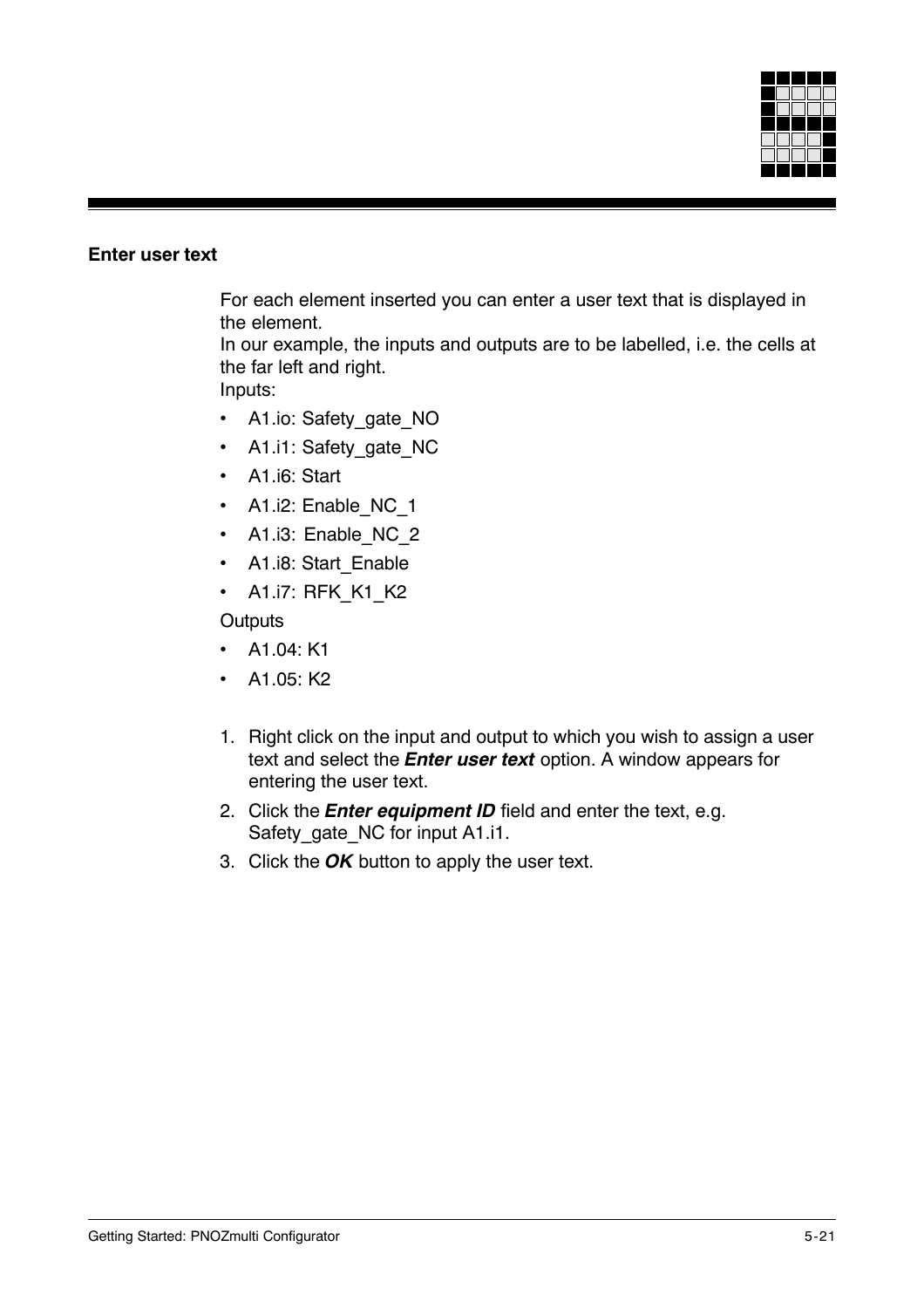## Enter user text

For each element inserted you can enter a user text that is displayed in the element.
In our example, the inputs and outputs are to be labelled, i.e. the cells at the far left and right.
Inputs:

- A1.io: Safety_gate_NO
- A1.i1: Safety_gate_NC
- A1.i6: Start
- A1.i2: Enable_NC_1
- A1.i3: Enable_NC_2
- A1.i8: Start_Enable
- A1.i7: RFK_K1_K2

Outputs

- A1.04: K1
- A1.05: K2

1. Right click on the input and output to which you wish to assign a user text and select the ***Enter user text*** option. A window appears for entering the user text.
2. Click the ***Enter equipment ID*** field and enter the text, e.g. Safety_gate_NC for input A1.i1.
3. Click the ***OK*** button to apply the user text.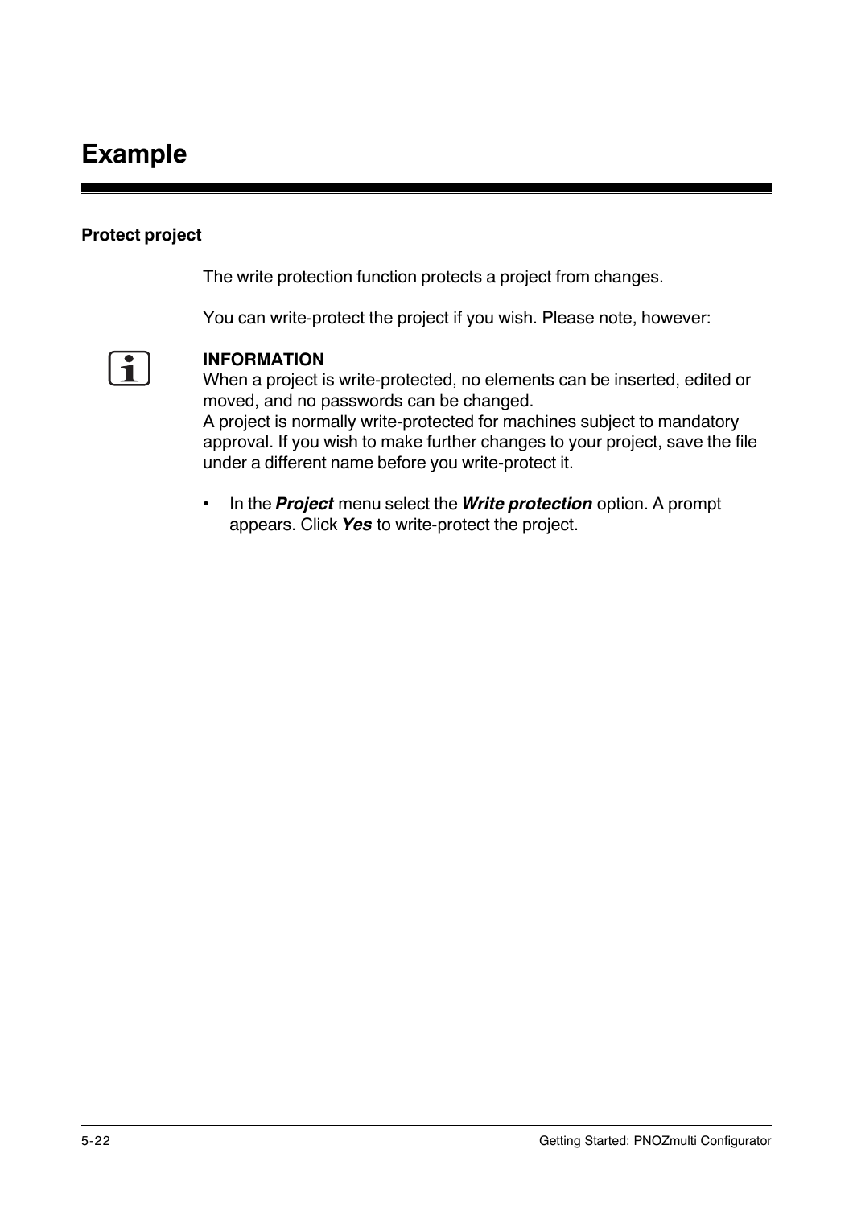# Example

## Protect project

The write protection function protects a project from changes.

You can write-protect the project if you wish. Please note, however:

**INFORMATION**
When a project is write-protected, no elements can be inserted, edited or moved, and no passwords can be changed.
A project is normally write-protected for machines subject to mandatory approval. If you wish to make further changes to your project, save the file under a different name before you write-protect it.

- In the ***Project*** menu select the ***Write protection*** option. A prompt appears. Click ***Yes*** to write-protect the project.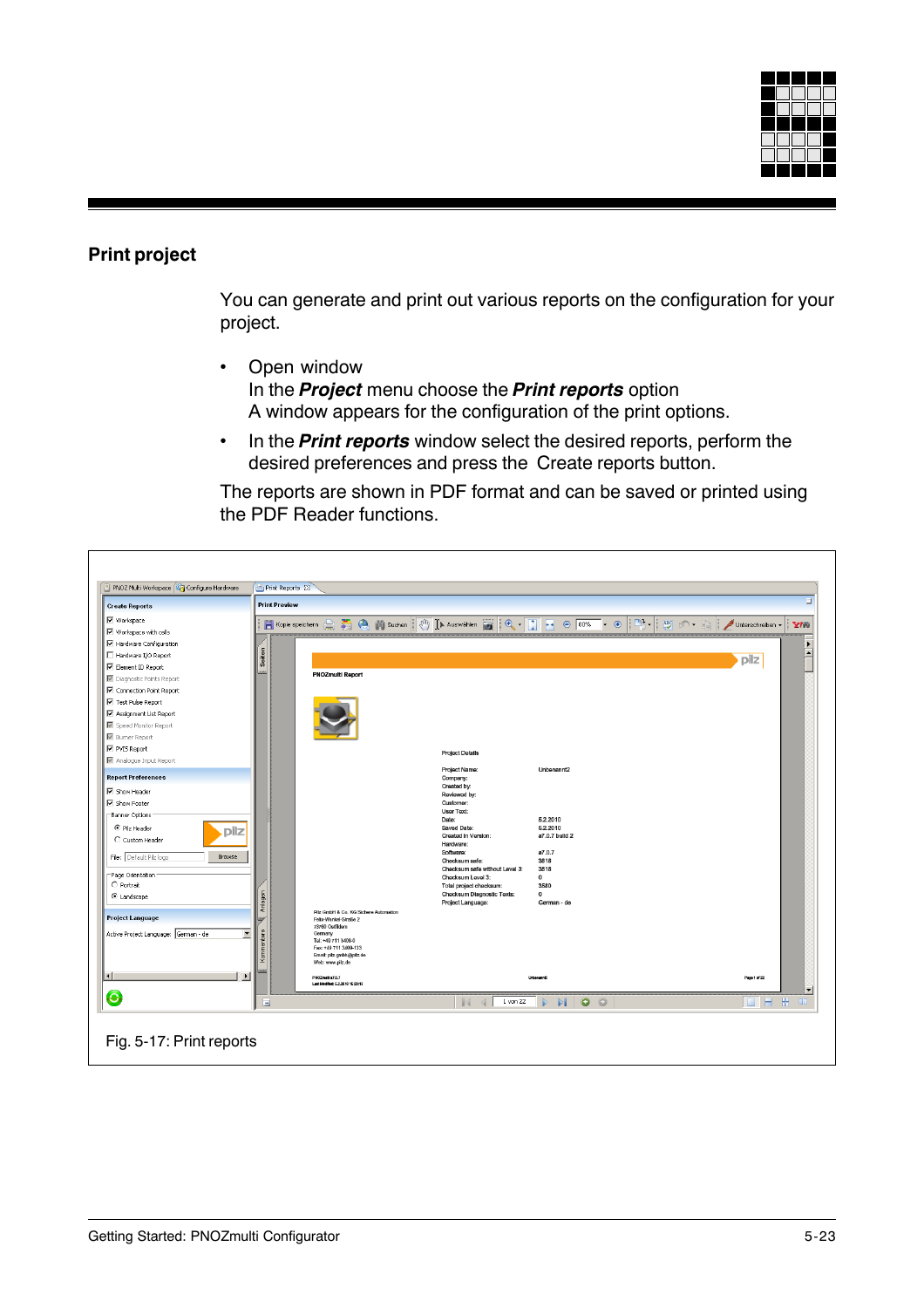## Print project

You can generate and print out various reports on the configuration for your project.

- Open window
  In the ***Project*** menu choose the ***Print reports*** option
  A window appears for the configuration of the print options.
- In the ***Print reports*** window select the desired reports, perform the desired preferences and press the  Create reports button.

The reports are shown in PDF format and can be saved or printed using the PDF Reader functions.

Fig. 5-17: Print reports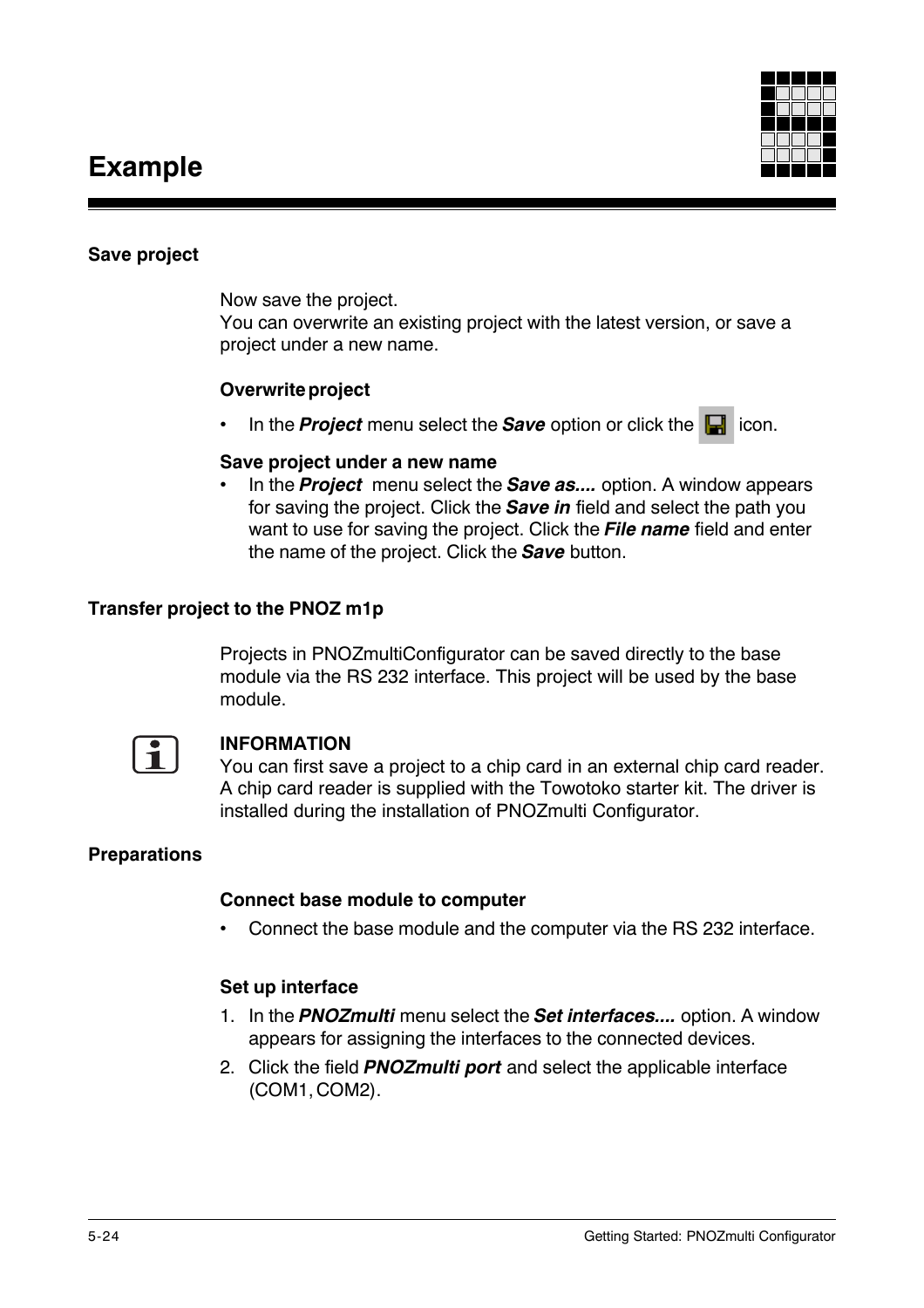# Example

## Save project

Now save the project.
You can overwrite an existing project with the latest version, or save a project under a new name.

### Overwrite project

- In the ***Project*** menu select the ***Save*** option or click the icon.

### Save project under a new name

- In the ***Project*** menu select the ***Save as....*** option. A window appears for saving the project. Click the ***Save in*** field and select the path you want to use for saving the project. Click the ***File name*** field and enter the name of the project. Click the ***Save*** button.

## Transfer project to the PNOZ m1p

Projects in PNOZmultiConfigurator can be saved directly to the base module via the RS 232 interface. This project will be used by the base module.

**INFORMATION**
You can first save a project to a chip card in an external chip card reader. A chip card reader is supplied with the Towotoko starter kit. The driver is installed during the installation of PNOZmulti Configurator.

## Preparations

### Connect base module to computer

- Connect the base module and the computer via the RS 232 interface.

### Set up interface

1. In the ***PNOZmulti*** menu select the ***Set interfaces....*** option. A window appears for assigning the interfaces to the connected devices.
2. Click the field ***PNOZmulti port*** and select the applicable interface (COM1, COM2).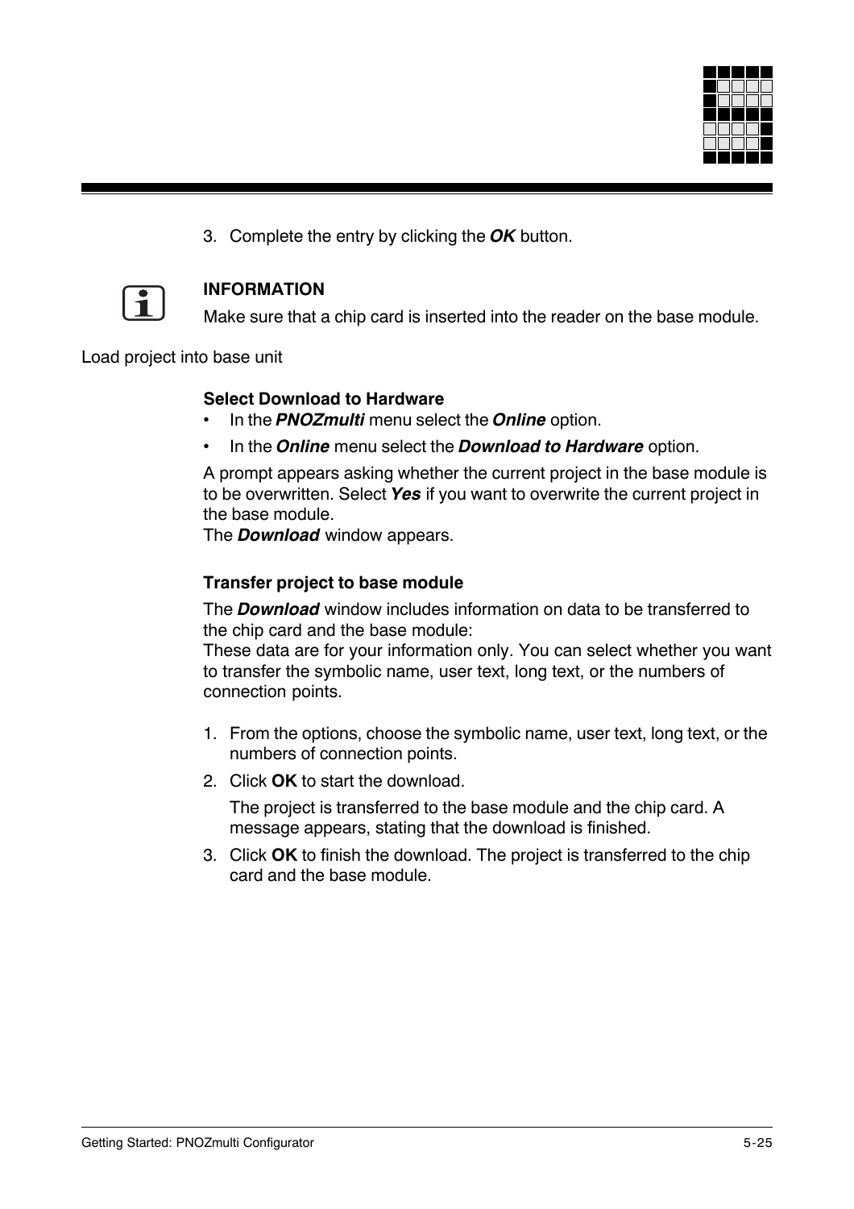3. Complete the entry by clicking the ***OK*** button.

**INFORMATION**

Make sure that a chip card is inserted into the reader on the base module.

Load project into base unit

**Select Download to Hardware**

- In the ***PNOZmulti*** menu select the ***Online*** option.
- In the ***Online*** menu select the ***Download to Hardware*** option.

A prompt appears asking whether the current project in the base module is to be overwritten. Select ***Yes*** if you want to overwrite the current project in the base module.
The ***Download*** window appears.

**Transfer project to base module**

The ***Download*** window includes information on data to be transferred to the chip card and the base module:
These data are for your information only. You can select whether you want to transfer the symbolic name, user text, long text, or the numbers of connection points.

1. From the options, choose the symbolic name, user text, long text, or the numbers of connection points.
2. Click **OK** to start the download.

   The project is transferred to the base module and the chip card. A message appears, stating that the download is finished.
3. Click **OK** to finish the download. The project is transferred to the chip card and the base module.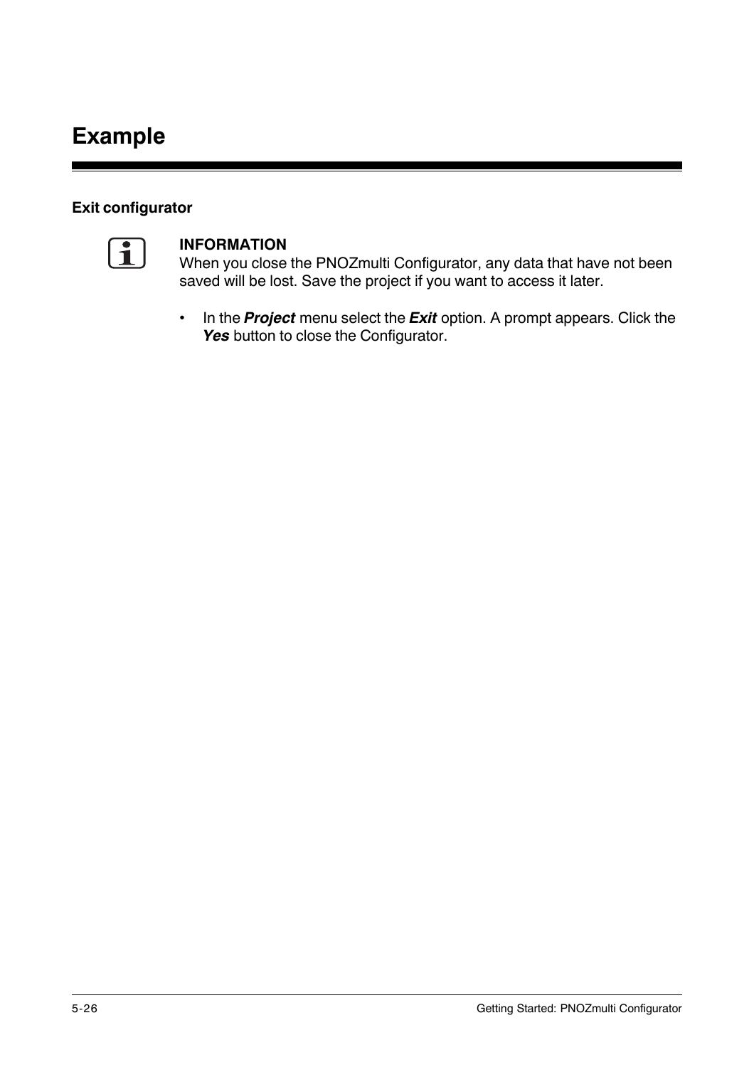# Example

### Exit configurator

**INFORMATION**
When you close the PNOZmulti Configurator, any data that have not been saved will be lost. Save the project if you want to access it later.

- In the ***Project*** menu select the ***Exit*** option. A prompt appears. Click the ***Yes*** button to close the Configurator.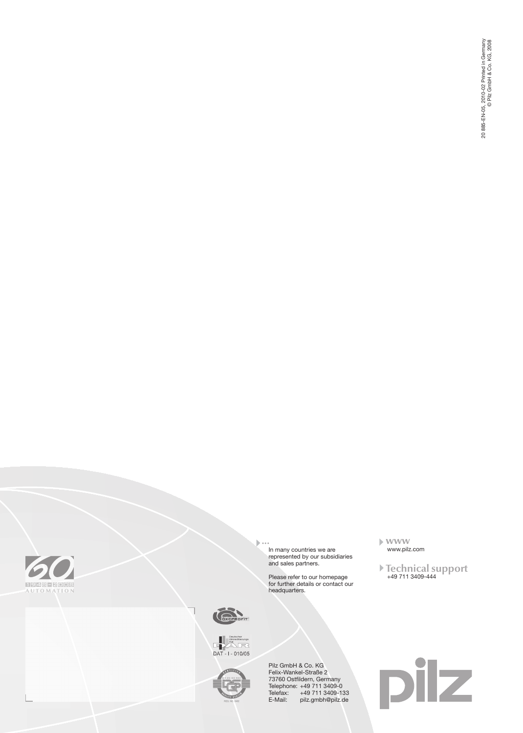20 885-EN-05, 2010-02 Printed in Germany
© Pilz GmbH & Co. KG, 2008

60
1948–2008
AUTOMATION

...
In many countries we are represented by our subsidiaries and sales partners.

Please refer to our homepage for further details or contact our headquarters.

**www**
www.pilz.com

**Technical support**
+49 711 3409-444

DAT - I - 010/05

Pilz GmbH & Co. KG
Felix-Wankel-Straße 2
73760 Ostfildern, Germany
Telephone: +49 711 3409-0
Telefax: +49 711 3409-133
E-Mail: pilz.gmbh@pilz.de

pilz